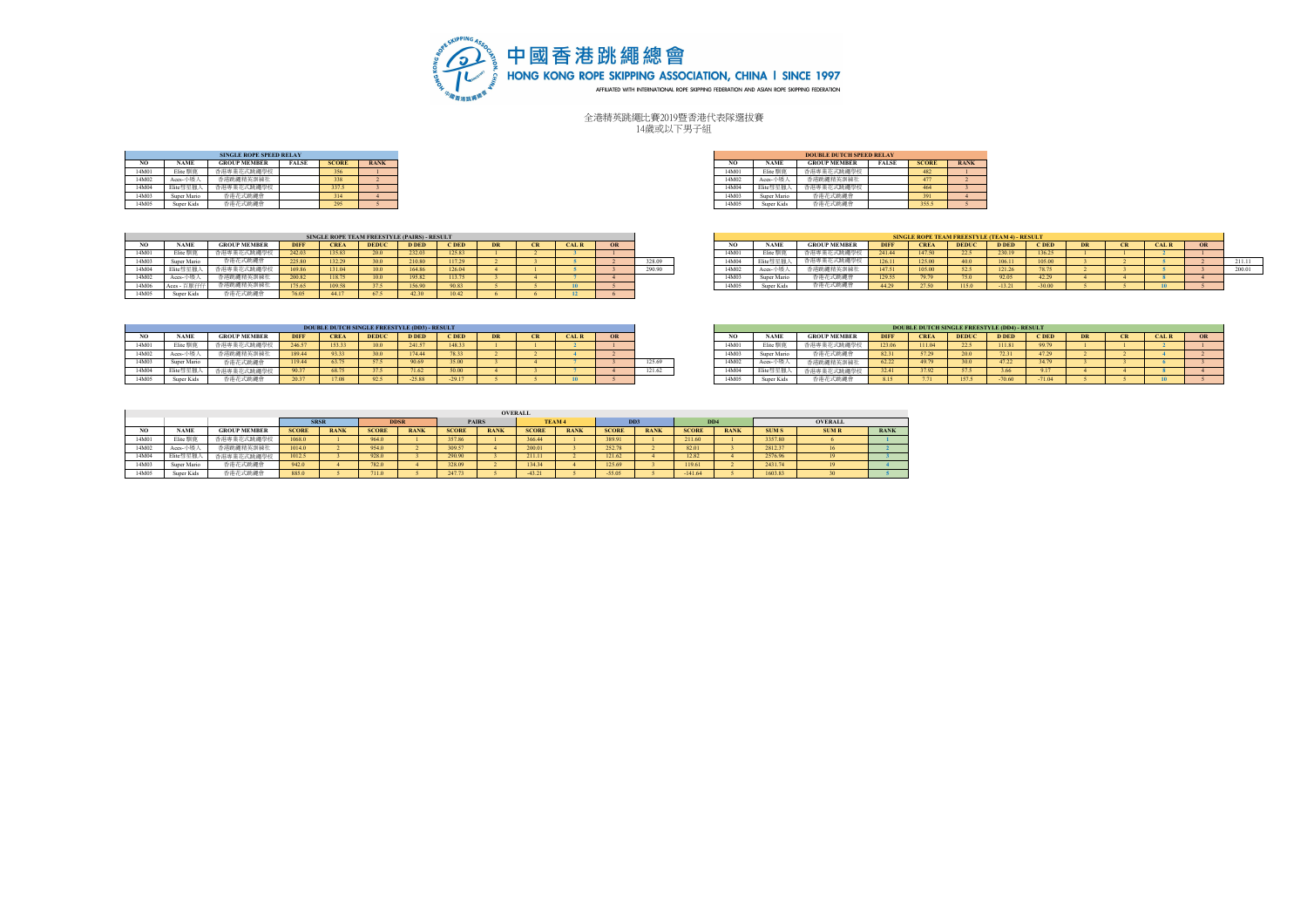# 中國香港跳繩總會

HONG KONG ROPE SKIPPING ASSOCIATION, CHINA | SINCE 1997

AFFILIATED WITH INTERNATIONAL ROPE SKIPPING FEDERATION AND ASIAN ROPE SKIPPING FEDERATION

## 全港精英跳繩比賽2019暨香港代表隊選拔賽
14歲或以下男子組

| SINGLE ROPE SPEED RELAY | | | | | |
|---|---|---|---|---|---|
| NO | NAME | GROUP MEMBER | FALSE | SCORE | RANK |
| 14M01 | Elite 騏覓 | 香港專業花式跳繩學校 | | 356 | 1 |
| 14M02 | Aces--小將人 | 香港跳繩精英訓練社 | | 338 | 2 |
| 14M04 | Elite煌至雅人 | 香港專業花式跳繩學校 | | 337.5 | 3 |
| 14M03 | Super Mario | 香港花式跳繩會 | | 314 | 4 |
| 14M05 | Super Kids | 香港花式跳繩會 | | 295 | 5 |

| DOUBLE DUTCH SPEED RELAY | | | | | |
|---|---|---|---|---|---|
| NO | NAME | GROUP MEMBER | FALSE | SCORE | RANK |
| 14M01 | Elite 騏覓 | 香港專業花式跳繩學校 | | 482 | 1 |
| 14M02 | Aces--小將人 | 香港跳繩精英訓練社 | | 477 | 2 |
| 14M04 | Elite煌至雅人 | 香港專業花式跳繩學校 | | 464 | 3 |
| 14M03 | Super Mario | 香港花式跳繩會 | | 391 | 4 |
| 14M05 | Super Kids | 香港花式跳繩會 | | 355.5 | 5 |

| SINGLE ROPE TEAM FREESTYLE (PAIRS) - RESULT | | | | | | | | | | | | | |
|---|---|---|---|---|---|---|---|---|---|---|---|---|---|
| NO | NAME | GROUP MEMBER | DIFF | CREA | DEDUC | D DED | C DED | DR | CR | CAL R | OR | |
| 14M01 | Elite 騏覓 | 香港專業花式跳繩學校 | 242.03 | 135.83 | 20.0 | 232.03 | 125.83 | 1 | 2 | 3 | 1 | |
| 14M03 | Super Mario | 香港花式跳繩會 | 225.80 | 132.29 | 30.0 | 210.80 | 117.29 | 2 | 3 | 5 | 2 | 328.09 |
| 14M04 | Elite煌至雅人 | 香港專業花式跳繩學校 | 169.86 | 131.04 | 10.0 | 164.86 | 126.04 | 4 | 1 | 5 | 3 | 290.90 |
| 14M02 | Aces--小將人 | 香港跳繩精英訓練社 | 200.82 | 118.75 | 10.0 | 195.82 | 113.75 | 3 | 4 | 7 | 4 | |
| 14M06 | Aces - 百勝仔仔 | 香港跳繩精英訓練社 | 175.65 | 109.58 | 37.5 | 156.90 | 90.83 | 5 | 5 | 10 | 5 | |
| 14M05 | Super Kids | 香港花式跳繩會 | 76.05 | 44.17 | 67.5 | 42.30 | 10.42 | 6 | 6 | 12 | 6 | |

| SINGLE ROPE TEAM FREESTYLE (TEAM 4) - RESULT | | | | | | | | | | | | | |
|---|---|---|---|---|---|---|---|---|---|---|---|---|---|
| NO | NAME | GROUP MEMBER | DIFF | CREA | DEDUC | D DED | C DED | DR | CR | CAL R | OR | |
| 14M01 | Elite 騏覓 | 香港專業花式跳繩學校 | 241.44 | 147.50 | 22.5 | 230.19 | 136.25 | 1 | 1 | 2 | 1 | |
| 14M04 | Elite煌至雅人 | 香港專業花式跳繩學校 | 126.11 | 125.00 | 40.0 | 106.11 | 105.00 | 3 | 2 | 5 | 2 | 211.11 |
| 14M02 | Aces--小將人 | 香港跳繩精英訓練社 | 147.51 | 105.00 | 52.5 | 121.26 | 78.75 | 2 | 3 | 5 | 3 | 200.01 |
| 14M03 | Super Mario | 香港花式跳繩會 | 129.55 | 79.79 | 75.0 | 92.05 | 42.29 | 4 | 4 | 8 | 4 | |
| 14M05 | Super Kids | 香港花式跳繩會 | 44.29 | 27.50 | 115.0 | -13.21 | -30.00 | 5 | 5 | 10 | 5 | |

| DOUBLE DUTCH SINGLE FREESTYLE (DD3) - RESULT | | | | | | | | | | | | | |
|---|---|---|---|---|---|---|---|---|---|---|---|---|---|
| NO | NAME | GROUP MEMBER | DIFF | CREA | DEDUC | D DED | C DED | DR | CR | CAL R | OR | |
| 14M01 | Elite 騏覓 | 香港專業花式跳繩學校 | 246.57 | 153.33 | 10.0 | 241.57 | 148.33 | 1 | 1 | 2 | 1 | |
| 14M02 | Aces--小將人 | 香港跳繩精英訓練社 | 189.44 | 93.33 | 30.0 | 174.44 | 78.33 | 2 | 2 | 4 | 2 | |
| 14M03 | Super Mario | 香港花式跳繩會 | 119.44 | 63.75 | 57.5 | 90.69 | 35.00 | 3 | 4 | 7 | 3 | 125.69 |
| 14M04 | Elite煌至雅人 | 香港專業花式跳繩學校 | 90.37 | 68.75 | 37.5 | 71.62 | 50.00 | 4 | 3 | 7 | 4 | 121.62 |
| 14M05 | Super Kids | 香港花式跳繩會 | 20.37 | 17.08 | 92.5 | -25.88 | -29.17 | 5 | 5 | 10 | 5 | |

| DOUBLE DUTCH SINGLE FREESTYLE (DD4) - RESULT | | | | | | | | | | | |
|---|---|---|---|---|---|---|---|---|---|---|---|
| NO | NAME | GROUP MEMBER | DIFF | CREA | DEDUC | D DED | C DED | DR | CR | CAL R | OR |
| 14M01 | Elite 騏覓 | 香港專業花式跳繩學校 | 123.06 | 111.04 | 22.5 | 111.81 | 99.79 | 1 | 1 | 2 | 1 |
| 14M03 | Super Mario | 香港花式跳繩會 | 82.31 | 57.29 | 20.0 | 72.31 | 47.29 | 2 | 2 | 4 | 2 |
| 14M02 | Aces--小將人 | 香港跳繩精英訓練社 | 62.22 | 49.79 | 30.0 | 47.22 | 34.79 | 3 | 3 | 6 | 3 |
| 14M04 | Elite煌至雅人 | 香港專業花式跳繩學校 | 32.41 | 37.92 | 57.5 | 3.66 | 9.17 | 4 | 4 | 8 | 4 |
| 14M05 | Super Kids | 香港花式跳繩會 | 8.15 | 7.71 | 157.5 | -70.60 | -71.04 | 5 | 5 | 10 | 5 |

| OVERALL | | | | | | | | | | | | | | | | | |
|---|---|---|---|---|---|---|---|---|---|---|---|---|---|---|---|---|---|
| | | | SRSR | | DDSR | | PAIRS | | TEAM 4 | | DD3 | | DD4 | | OVERALL | | |
| NO | NAME | GROUP MEMBER | SCORE | RANK | SCORE | RANK | SCORE | RANK | SCORE | RANK | SCORE | RANK | SCORE | RANK | SUM S | SUM R | RANK |
| 14M01 | Elite 騏覓 | 香港專業花式跳繩學校 | 1068.0 | 1 | 964.0 | 1 | 357.86 | 1 | 366.44 | 1 | 389.91 | 1 | 211.60 | 1 | 3357.80 | 6 | 1 |
| 14M02 | Aces--小將人 | 香港跳繩精英訓練社 | 1014.0 | 2 | 954.0 | 2 | 309.57 | 4 | 200.01 | 3 | 252.78 | 2 | 82.01 | 3 | 2812.37 | 16 | 2 |
| 14M04 | Elite煌至雅人 | 香港專業花式跳繩學校 | 1012.5 | 3 | 928.0 | 3 | 290.90 | 3 | 211.11 | 2 | 121.62 | 4 | 12.82 | 4 | 2576.96 | 19 | 3 |
| 14M03 | Super Mario | 香港花式跳繩會 | 942.0 | 4 | 782.0 | 4 | 328.09 | 2 | 134.34 | 4 | 125.69 | 3 | 119.61 | 2 | 2431.74 | 19 | 4 |
| 14M05 | Super Kids | 香港花式跳繩會 | 885.0 | 5 | 711.0 | 5 | 247.73 | 5 | -43.21 | 5 | -55.05 | 5 | -141.64 | 5 | 1603.83 | 30 | 5 |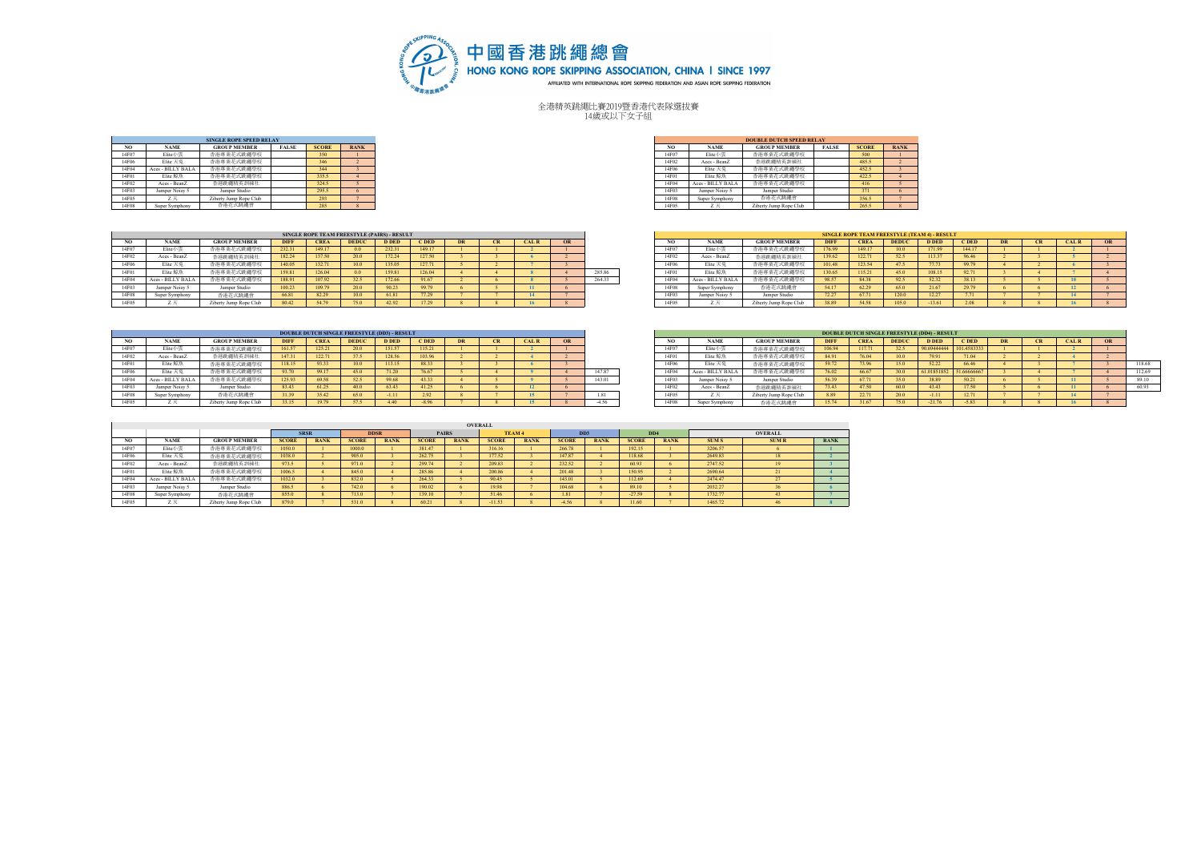# 中國香港跳繩總會

HONG KONG ROPE SKIPPING ASSOCIATION, CHINA | SINCE 1997

AFFILIATED WITH INTERNATIONAL ROPE SKIPPING FEDERATION AND ASIAN ROPE SKIPPING FEDERATION

## 全港精英跳繩比賽2019暨香港代表隊選拔賽
### 14歲或以下女子組

| SINGLE ROPE SPEED RELAY | | | | | |
|---|---|---|---|---|---|
| NO | NAME | GROUP MEMBER | FALSE | SCORE | RANK |
| 14F07 | Elite小漢 | 香港專業花式跳繩學校 | | 350 | 1 |
| 14F06 | Elite 天兔 | 香港專業花式跳繩學校 | | 346 | 2 |
| 14F04 | Aces - BILLY BALA | 香港專業花式跳繩學校 | | 344 | 3 |
| 14F01 | Elite 駁熟 | 香港專業花式跳繩學校 | | 335.5 | 4 |
| 14F02 | Aces - BeanZ | 香港跳繩精英訓練社 | | 324.5 | 5 |
| 14F03 | Jumper Noisy 5 | Jumper Studio | | 295.5 | 6 |
| 14F05 | Z 天 | Zliberty Jump Rope Club | | 293 | 7 |
| 14F08 | Super Symphony | 香港花式跳繩會 | | 285 | 8 |

| DOUBLE DUTCH SPEED RELAY | | | | | |
|---|---|---|---|---|---|
| NO | NAME | GROUP MEMBER | FALSE | SCORE | RANK |
| 14F07 | Elite小漢 | 香港專業花式跳繩學校 | | 500 | 1 |
| 14F02 | Aces - BeanZ | 香港跳繩精英訓練社 | | 485.5 | 2 |
| 14F06 | Elite 天兔 | 香港專業花式跳繩學校 | | 452.5 | 3 |
| 14F01 | Elite 駁熟 | 香港專業花式跳繩學校 | | 422.5 | 4 |
| 14F04 | Aces - BILLY BALA | 香港專業花式跳繩學校 | | 416 | 5 |
| 14F03 | Jumper Noisy 5 | Jumper Studio | | 371 | 6 |
| 14F08 | Super Symphony | 香港花式跳繩會 | | 356.5 | 7 |
| 14F05 | Z 天 | Zliberty Jump Rope Club | | 265.5 | 8 |

| SINGLE ROPE TEAM FREESTYLE (PAIRS) - RESULT | | | | | | | | | | | | | |
|---|---|---|---|---|---|---|---|---|---|---|---|---|---|
| NO | NAME | GROUP MEMBER | DIFF | CREA | DEDUC | D DED | C DED | DR | CR | CAL R | OR | |
| 14F07 | Elite小漢 | 香港專業花式跳繩學校 | 232.31 | 149.17 | 0.0 | 232.31 | 149.17 | 1 | 1 | 2 | 1 | |
| 14F02 | Aces - BeanZ | 香港跳繩精英訓練社 | 182.24 | 137.50 | 20.0 | 172.24 | 127.50 | 3 | 3 | 6 | 2 | |
| 14F06 | Elite 天兔 | 香港專業花式跳繩學校 | 140.05 | 132.71 | 10.0 | 135.05 | 127.71 | 5 | 2 | 7 | 3 | |
| 14F01 | Elite 駁熟 | 香港專業花式跳繩學校 | 159.81 | 126.04 | 0.0 | 159.81 | 126.04 | 4 | 4 | 8 | 4 | 285.86 |
| 14F04 | Aces - BILLY BALA | 香港專業花式跳繩學校 | 188.91 | 107.92 | 32.5 | 172.66 | 91.67 | 2 | 6 | 8 | 5 | 264.33 |
| 14F03 | Jumper Noisy 5 | Jumper Studio | 100.23 | 109.79 | 20.0 | 90.23 | 99.79 | 6 | 5 | 11 | 6 | |
| 14F08 | Super Symphony | 香港花式跳繩會 | 66.81 | 82.29 | 10.0 | 61.81 | 77.29 | 7 | 7 | 14 | 7 | |
| 14F05 | Z 天 | Zliberty Jump Rope Club | 80.42 | 54.79 | 75.0 | 42.92 | 17.29 | 8 | 8 | 16 | 8 | |

| SINGLE ROPE TEAM FREESTYLE (TEAM 4) - RESULT | | | | | | | | | | | |
|---|---|---|---|---|---|---|---|---|---|---|---|
| NO | NAME | GROUP MEMBER | DIFF | CREA | DEDUC | D DED | C DED | DR | CR | CAL R | OR |
| 14F07 | Elite小漢 | 香港專業花式跳繩學校 | 176.99 | 149.17 | 10.0 | 171.99 | 144.17 | 1 | 1 | 2 | 1 |
| 14F02 | Aces - BeanZ | 香港跳繩精英訓練社 | 139.62 | 122.71 | 52.5 | 113.37 | 96.46 | 2 | 3 | 5 | 2 |
| 14F06 | Elite 天兔 | 香港專業花式跳繩學校 | 101.48 | 123.54 | 47.5 | 77.73 | 99.79 | 4 | 2 | 6 | 3 |
| 14F01 | Elite 駁熟 | 香港專業花式跳繩學校 | 130.65 | 115.21 | 45.0 | 108.15 | 92.71 | 3 | 4 | 7 | 4 |
| 14F04 | Aces - BILLY BALA | 香港專業花式跳繩學校 | 98.57 | 84.38 | 92.5 | 52.32 | 38.13 | 5 | 5 | 10 | 5 |
| 14F08 | Super Symphony | 香港花式跳繩會 | 54.17 | 62.29 | 65.0 | 21.67 | 29.79 | 6 | 6 | 12 | 6 |
| 14F03 | Jumper Noisy 5 | Jumper Studio | 72.27 | 67.71 | 120.0 | 12.27 | 7.71 | 7 | 7 | 14 | 7 |
| 14F05 | Z 天 | Zliberty Jump Rope Club | 38.89 | 54.58 | 105.0 | -13.61 | 2.08 | 8 | 8 | 16 | 8 |

| DOUBLE DUTCH SINGLE FREESTYLE (DD3) - RESULT | | | | | | | | | | | | |
|---|---|---|---|---|---|---|---|---|---|---|---|---|
| NO | NAME | GROUP MEMBER | DIFF | CREA | DEDUC | D DED | C DED | DR | CR | CAL R | OR | |
| 14F07 | Elite小漢 | 香港專業花式跳繩學校 | 161.57 | 125.21 | 20.0 | 151.57 | 115.21 | 1 | 1 | 2 | 1 | |
| 14F02 | Aces - BeanZ | 香港跳繩精英訓練社 | 147.31 | 122.71 | 37.5 | 128.56 | 103.96 | 2 | 2 | 4 | 2 | |
| 14F01 | Elite 駁熟 | 香港專業花式跳繩學校 | 118.15 | 93.33 | 10.0 | 113.15 | 88.33 | 3 | 3 | 6 | 3 | |
| 14F06 | Elite 天兔 | 香港專業花式跳繩學校 | 93.70 | 99.17 | 45.0 | 71.20 | 76.67 | 5 | 4 | 9 | 4 | 147.87 |
| 14F04 | Aces - BILLY BALA | 香港專業花式跳繩學校 | 125.93 | 69.58 | 52.5 | 99.68 | 43.33 | 4 | 5 | 9 | 5 | 143.01 |
| 14F03 | Jumper Noisy 5 | Jumper Studio | 83.43 | 61.25 | 40.0 | 63.43 | 41.25 | 6 | 6 | 12 | 6 | |
| 14F08 | Super Symphony | 香港花式跳繩會 | 31.39 | 35.42 | 65.0 | -1.11 | 2.92 | 8 | 7 | 15 | 7 | 1.81 |
| 14F05 | Z 天 | Zliberty Jump Rope Club | 33.15 | 19.79 | 57.5 | 4.40 | -8.96 | 7 | 8 | 15 | 8 | -4.56 |

| DOUBLE DUTCH SINGLE FREESTYLE (DD4) - RESULT | | | | | | | | | | | | |
|---|---|---|---|---|---|---|---|---|---|---|---|---|
| NO | NAME | GROUP MEMBER | DIFF | CREA | DEDUC | D DED | C DED | DR | CR | CAL R | OR | |
| 14F07 | Elite小漢 | 香港專業花式跳繩學校 | 106.94 | 117.71 | 32.5 | 90.69444444 | 101.4583333 | 1 | 1 | 2 | 1 | |
| 14F01 | Elite 駁熟 | 香港專業花式跳繩學校 | 84.91 | 76.04 | 10.0 | 79.91 | 71.04 | 2 | 2 | 4 | 2 | |
| 14F06 | Elite 天兔 | 香港專業花式跳繩學校 | 59.72 | 73.96 | 15.0 | 52.22 | 66.46 | 4 | 3 | 7 | 3 | 118.68 |
| 14F04 | Aces - BILLY BALA | 香港專業花式跳繩學校 | 76.02 | 66.67 | 30.0 | 61.01851852 | 51.66666667 | 3 | 4 | 7 | 4 | 112.69 |
| 14F03 | Jumper Noisy 5 | Jumper Studio | 56.39 | 67.71 | 35.0 | 38.89 | 50.21 | 6 | 5 | 11 | 5 | 89.10 |
| 14F02 | Aces - BeanZ | 香港跳繩精英訓練社 | 73.43 | 47.50 | 60.0 | 43.43 | 17.50 | 5 | 6 | 11 | 6 | 60.93 |
| 14F05 | Z 天 | Zliberty Jump Rope Club | 8.89 | 22.71 | 20.0 | -1.11 | 12.71 | 7 | 7 | 14 | 7 | |
| 14F08 | Super Symphony | 香港花式跳繩會 | 15.74 | 31.67 | 75.0 | -21.76 | -5.83 | 8 | 8 | 16 | 8 | |

| OVERALL | | | | | | | | | | | | | | | | | |
|---|---|---|---|---|---|---|---|---|---|---|---|---|---|---|---|---|---|
| | | | SRSR | | DDSR | | PAIRS | | TEAM 4 | | DD3 | | DD4 | | OVERALL | | |
| NO | NAME | GROUP MEMBER | SCORE | RANK | SCORE | RANK | SCORE | RANK | SCORE | RANK | SCORE | RANK | SCORE | RANK | SUM S | SUM R | RANK |
| 14F07 | Elite小漢 | 香港專業花式跳繩學校 | 1050.0 | 1 | 1000.0 | 1 | 381.47 | 1 | 316.16 | 1 | 266.78 | 1 | 192.15 | 1 | 3206.57 | 6 | 1 |
| 14F06 | Elite 天兔 | 香港專業花式跳繩學校 | 1038.0 | 2 | 905.0 | 3 | 262.75 | 3 | 177.52 | 3 | 147.87 | 4 | 118.68 | 3 | 2649.83 | 18 | 2 |
| 14F02 | Aces - BeanZ | 香港跳繩精英訓練社 | 973.5 | 5 | 971.0 | 2 | 299.74 | 2 | 209.83 | 2 | 232.52 | 2 | 60.93 | 6 | 2747.52 | 19 | 3 |
| 14F01 | Elite 駁熟 | 香港專業花式跳繩學校 | 1006.5 | 4 | 845.0 | 4 | 285.86 | 4 | 200.86 | 4 | 201.48 | 3 | 150.95 | 2 | 2690.64 | 21 | 4 |
| 14F04 | Aces - BILLY BALA | 香港專業花式跳繩學校 | 1032.0 | 3 | 832.0 | 5 | 264.33 | 5 | 90.45 | 5 | 143.01 | 5 | 112.69 | 4 | 2474.47 | 27 | 5 |
| 14F03 | Jumper Noisy 5 | Jumper Studio | 886.5 | 6 | 742.0 | 6 | 190.02 | 6 | 19.98 | 7 | 104.68 | 6 | 89.10 | 5 | 2032.27 | 36 | 6 |
| 14F08 | Super Symphony | 香港花式跳繩會 | 855.0 | 8 | 713.0 | 7 | 139.10 | 7 | 51.46 | 6 | 1.81 | 7 | -27.59 | 8 | 1732.77 | 43 | 7 |
| 14F05 | Z 天 | Zliberty Jump Rope Club | 879.0 | 7 | 531.0 | 8 | 60.21 | 8 | -11.53 | 8 | -4.56 | 8 | 11.60 | 7 | 1465.72 | 46 | 8 |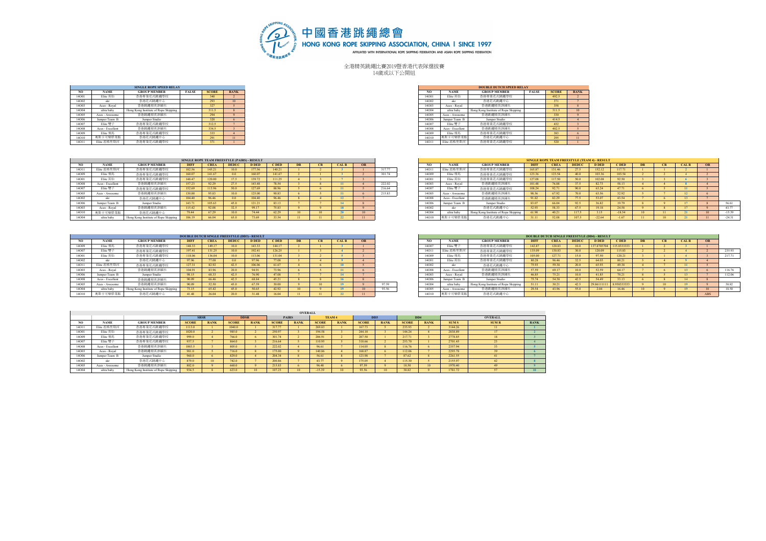# 中國香港跳繩總會

## HONG KONG ROPE SKIPPING ASSOCIATION, CHINA | SINCE 1997

AFFILIATED WITH INTERNATIONAL ROPE SKIPPING FEDERATION AND ASIAN ROPE SKIPPING FEDERATION

全港精英跳繩比賽2019暨香港代表隊選拔賽

14歲或以下公開組

### SINGLE ROPE SPEED RELAY

| NO | NAME | GROUP MEMBER | FALSE | SCORE | RANK |
|---|---|---|---|---|---|
| 14O01 | Elite 英佰 | 香港專業花式跳繩學校 | | 340 | 2 |
| 14O02 | skr | 香港花式跳繩中心 | | 293 | 10 |
| 14O03 | Aces - Royal | 香港跳繩精英訓練社 | | 327 | 5 |
| 14O04 | ultra baby | Hong Kong Institute of Rope Skipping | | 311.5 | 8 |
| 14O05 | Aces - Awesome | 香港跳繩精英訓練社 | | 294 | 9 |
| 14O06 | Jumper Team B | Jumper Studio | | 320 | 6 |
| 14O07 | Elite 雙子 | 香港專業花式跳繩學校 | | 312.5 | 7 |
| 14O08 | Aces - Excellent | 香港跳繩精英訓練社 | | 334.5 | 3 |
| 14O09 | Elite 飛馬 | 香港專業花式跳繩學校 | | 333 | 4 |
| 14O10 | 奧斯卡可樂跳蛋組 | 香港花式跳繩中心 | | 291 | 11 |
| 14O11 | Elite 孟格里斯同 | 香港專業花式跳繩學校 | | 371 | 1 |

### DOUBLE DUTCH SPEED RELAY

| NO | NAME | GROUP MEMBER | FALSE | SCORE | RANK |
|---|---|---|---|---|---|
| 14O01 | Elite 英佰 | 香港專業花式跳繩學校 | | 492.5 | 2 |
| 14O02 | skr | 香港花式跳繩中心 | | 371 | 7 |
| 14O03 | Aces - Royal | 香港跳繩精英訓練社 | | 358 | 8 |
| 14O04 | ultra baby | Hong Kong Institute of Rope Skipping | | 311.5 | 10 |
| 14O05 | Aces - Awesome | 香港跳繩精英訓練社 | | 330 | 9 |
| 14O06 | Jumper Team B | Jumper Studio | | 414.5 | 4 |
| 14O07 | Elite 雙子 | 香港專業花式跳繩學校 | | 432 | 3 |
| 14O08 | Aces - Excellent | 香港跳繩精英訓練社 | | 402.5 | 5 |
| 14O09 | Elite 飛馬 | 香港專業花式跳繩學校 | | 383 | 6 |
| 14O10 | 奧斯卡可樂跳蛋組 | 香港花式跳繩中心 | | 295 | 11 |
| 14O11 | Elite 孟格里斯同 | 香港專業花式跳繩學校 | | 520 | 1 |

### SINGLE ROPE TEAM FREESTYLE (PAIRS) - RESULT

| NO | NAME | GROUP MEMBER | DIFF | CREA | DEDUC | D DED | C DED | DR | CR | CAL R | OR | |
|---|---|---|---|---|---|---|---|---|---|---|---|---|
| 14O11 | Elite 孟格里斯同 | 香港專業花式跳繩學校 | 182.56 | 145.21 | 10.0 | 177.56 | 140.21 | 1 | 2 | 3 | 1 | 317.77 |
| 14O09 | Elite 飛馬 | 香港專業花式跳繩學校 | 160.07 | 141.67 | 0.0 | 160.07 | 141.67 | 2 | 1 | 3 | 2 | 301.74 |
| 14O01 | Elite 英佰 | 香港專業花式跳繩學校 | 148.47 | 120.00 | 17.5 | 139.72 | 111.25 | 4 | 3 | 7 | 3 | |
| 14O08 | Aces - Excellent | 香港跳繩精英訓練社 | 157.23 | 92.29 | 27.5 | 143.48 | 78.54 | 3 | 8 | 11 | 4 | 222.02 |
| 14O07 | Elite 雙子 | 香港專業花式跳繩學校 | 152.69 | 113.96 | 50.0 | 127.69 | 88.96 | 5 | 6 | 11 | 5 | 216.64 |
| 14O05 | Aces - Awesome | 香港跳繩精英訓練社 | 130.00 | 95.83 | 10.0 | 125.00 | 90.83 | 6 | 5 | 11 | 6 | 215.83 |
| 14O02 | skr | 香港花式跳繩中心 | 104.40 | 96.46 | 0.0 | 104.40 | 96.46 | 8 | 4 | 12 | 7 | |
| 14O06 | Jumper Team B | Jumper Studio | 143.71 | 105.63 | 45.0 | 121.21 | 83.13 | 7 | 7 | 14 | 8 | |
| 14O03 | Aces - Royal | 香港跳繩精英訓練社 | 115.42 | 92.08 | 32.5 | 99.17 | 75.83 | 9 | 9 | 18 | 9 | |
| 14O10 | 奧斯卡可樂跳蛋組 | 香港花式跳繩中心 | 79.44 | 67.29 | 10.0 | 74.44 | 62.29 | 10 | 10 | 20 | 10 | |
| 14O04 | ultra baby | Hong Kong Institute of Rope Skipping | 106.19 | 66.04 | 65.0 | 73.69 | 33.54 | 11 | 11 | 22 | 11 | |

### SINGLE ROPE TEAM FREESTYLE (TEAM 4) - RESULT

| NO | NAME | GROUP MEMBER | DIFF | CREA | DEDUC | D DED | C DED | DR | CR | CAL R | OR | |
|---|---|---|---|---|---|---|---|---|---|---|---|---|
| 14O11 | Elite 孟格里斯同 | 香港專業花式跳繩學校 | 165.87 | 131.46 | 27.5 | 152.12 | 117.71 | 1 | 1 | 2 | 1 | |
| 14O09 | Elite 飛馬 | 香港專業花式跳繩學校 | 123.36 | 123.54 | 40.0 | 103.36 | 103.54 | 2 | 2 | 4 | 2 | |
| 14O01 | Elite 英佰 | 香港專業花式跳繩學校 | 127.08 | 117.50 | 50.0 | 102.08 | 92.50 | 3 | 3 | 6 | 3 | |
| 14O03 | Aces - Royal | 香港跳繩精英訓練社 | 101.48 | 76.88 | 37.5 | 82.73 | 58.13 | 4 | 4 | 8 | 4 | |
| 14O07 | Elite 雙子 | 香港專業花式跳繩學校 | 108.24 | 92.71 | 90.0 | 63.24 | 47.71 | 6 | 5 | 11 | 5 | |
| 14O05 | Aces - Awesome | 香港跳繩精英訓練社 | 98.56 | 67.92 | 70.0 | 63.56 | 32.92 | 5 | 7 | 12 | 6 | |
| 14O08 | Aces - Excellent | 香港跳繩精英訓練社 | 91.82 | 82.29 | 77.5 | 53.07 | 43.54 | 7 | 6 | 13 | 7 | |
| 14O06 | Jumper Team B | Jumper Studio | 83.07 | 66.04 | 92.5 | 36.82 | 19.79 | 8 | 9 | 17 | 8 | 56.61 |
| 14O02 | skr | 香港花式跳繩中心 | 52.93 | 58.33 | 67.5 | 19.18 | 24.58 | 9 | 8 | 17 | 9 | 43.77 |
| 14O04 | ultra baby | Hong Kong Institute of Rope Skipping | 61.90 | 40.21 | 117.5 | 3.15 | -18.54 | 10 | 11 | 21 | 10 | -15.39 |
| 14O10 | 奧斯卡可樂跳蛋組 | 香港花式跳繩中心 | 31.11 | 52.08 | 107.5 | -22.64 | -1.67 | 11 | 10 | 21 | 11 | -24.31 |

### DOUBLE DUTCH SINGLE FREESTYLE (DD3) - RESULT

| NO | NAME | GROUP MEMBER | DIFF | CREA | DEDUC | D DED | C DED | DR | CR | CAL R | OR | |
|---|---|---|---|---|---|---|---|---|---|---|---|---|
| 14O09 | Elite 飛馬 | 香港專業花式跳繩學校 | 148.33 | 149.17 | 10.0 | 143.33 | 144.17 | 2 | 1 | 3 | 1 | |
| 14O07 | Elite 雙子 | 香港專業花式跳繩學校 | 197.41 | 131.25 | 10.0 | 192.41 | 126.25 | 1 | 3 | 4 | 2 | |
| 14O01 | Elite 英佰 | 香港專業花式跳繩學校 | 118.06 | 136.04 | 10.0 | 113.06 | 131.04 | 3 | 2 | 5 | 3 | |
| 14O02 | skr | 香港花式跳繩中心 | 97.96 | 77.08 | 0.0 | 97.96 | 77.08 | 5 | 4 | 9 | 4 | |
| 14O11 | Elite 孟格里斯同 | 香港專業花式跳繩學校 | 127.31 | 82.92 | 42.5 | 106.06 | 61.67 | 4 | 6 | 10 | 5 | |
| 14O03 | Aces - Royal | 香港跳繩精英訓練社 | 104.91 | 83.96 | 20.0 | 94.91 | 73.96 | 6 | 5 | 11 | 6 | |
| 14O06 | Jumper Team B | Jumper Studio | 98.15 | 68.33 | 42.5 | 76.90 | 47.08 | 7 | 7 | 14 | 7 | |
| 14O08 | Aces - Excellent | 香港跳繩精英訓練社 | 90.09 | 66.46 | 42.5 | 68.84 | 45.21 | 8 | 8 | 16 | 8 | |
| 14O05 | Aces - Awesome | 香港跳繩精英訓練社 | 90.09 | 52.50 | 45.0 | 67.59 | 30.00 | 9 | 10 | 19 | 9 | 97.59 |
| 14O04 | ultra baby | Hong Kong Institute of Rope Skipping | 73.15 | 65.42 | 45.0 | 50.65 | 42.92 | 10 | 9 | 19 | 10 | 93.56 |
| 14O10 | 奧斯卡可樂跳蛋組 | 香港花式跳繩中心 | 41.48 | 26.04 | 20.0 | 31.48 | 16.04 | 11 | 11 | 22 | 11 | |

### DOUBLE DUTCH SINGLE FREESTYLE (DD4) - RESULT

| NO | NAME | GROUP MEMBER | DIFF | CREA | DEDUC | D DED | C DED | DR | CR | CAL R | OR | |
|---|---|---|---|---|---|---|---|---|---|---|---|---|
| 14O07 | Elite 雙子 | 香港專業花式跳繩學校 | 142.87 | 120.83 | 10.0 | 137.8703704 | 115.8333333 | 1 | 2 | 3 | 1 | |
| 14O11 | Elite 孟格里斯同 | 香港專業花式跳繩學校 | 135.09 | 130.83 | 30.0 | 120.09 | 115.83 | 2 | 2 | 4 | 2 | 235.93 |
| 14O09 | Elite 飛馬 | 香港專業花式跳繩學校 | 105.00 | 127.71 | 15.0 | 97.50 | 120.21 | 3 | 1 | 4 | 3 | 217.71 |
| 14O01 | Elite 英佰 | 香港專業花式跳繩學校 | 80.28 | 96.46 | 32.5 | 64.03 | 80.21 | 5 | 4 | 9 | 4 | |
| 14O02 | skr | 香港花式跳繩中心 | 75.93 | 59.38 | 20.0 | 65.93 | 49.38 | 4 | 7 | 11 | 5 | |
| 14O08 | Aces - Excellent | 香港跳繩精英訓練社 | 57.59 | 69.17 | 10.0 | 52.59 | 64.17 | 7 | 6 | 13 | 6 | 116.76 |
| 14O03 | Aces - Royal | 香港跳繩精英訓練社 | 46.85 | 75.21 | 10.0 | 41.85 | 70.21 | 8 | 5 | 13 | 7 | 112.06 |
| 14O06 | Jumper Team B | Jumper Studio | 75.74 | 54.38 | 42.5 | 54.49 | 33.13 | 6 | 8 | 14 | 8 | |
| 14O04 | ultra baby | Hong Kong Institute of Rope Skipping | 51.11 | 30.21 | 42.5 | 29.8611111 | 8.958333333 | 9 | 10 | 19 | 9 | 38.82 |
| 14O05 | Aces - Awesome | 香港跳繩精英訓練社 | 29.54 | 43.96 | 55.0 | 2.04 | 16.46 | 10 | 9 | 19 | 10 | 18.50 |
| 14O10 | 奧斯卡可樂跳蛋組 | 香港花式跳繩中心 | | | | | | | | | ABS | |

### OVERALL

| | | | SRSR | | DDSR | | PAIRS | | TEAM 4 | | DD3 | | DD4 | | OVERALL | | |
|---|---|---|---|---|---|---|---|---|---|---|---|---|---|---|---|---|---|
| NO | NAME | GROUP MEMBER | SCORE | RANK | SCORE | RANK | SCORE | RANK | SCORE | RANK | SCORE | RANK | SCORE | RANK | SUM S | SUM R | RANK |
| 14O11 | Elite 孟格里斯同 | 香港專業花式跳繩學校 | 1113.0 | 1 | 1040.0 | 1 | 317.77 | 1 | 269.83 | 1 | 167.73 | 5 | 235.93 | 2 | 3144.26 | 11 | 1 |
| 14O01 | Elite 英佰 | 香港專業花式跳繩學校 | 1020.0 | 2 | 985.0 | 2 | 250.97 | 3 | 194.58 | 3 | 244.10 | 3 | 144.24 | 4 | 2838.89 | 17 | 2 |
| 14O09 | Elite 飛馬 | 香港專業花式跳繩學校 | 999.0 | 4 | 766.0 | 6 | 301.74 | 2 | 206.91 | 2 | 287.50 | 1 | 217.71 | 3 | 2778.85 | 18 | 3 |
| 14O07 | Elite 雙子 | 香港專業花式跳繩學校 | 937.5 | 7 | 864.0 | 3 | 216.64 | 5 | 110.95 | 5 | 318.66 | 2 | 253.70 | 1 | 2701.45 | 23 | 4 |
| 14O08 | Aces - Excellent | 香港跳繩精英訓練社 | 1003.5 | 3 | 805.0 | 5 | 222.02 | 4 | 96.61 | 7 | 114.05 | 8 | 116.76 | 6 | 2357.94 | 33 | 5 |
| 14O03 | Aces - Royal | 香港跳繩精英訓練社 | 981.0 | 5 | 716.0 | 8 | 175.00 | 9 | 140.86 | 4 | 168.87 | 6 | 112.06 | 7 | 2293.78 | 39 | 6 |
| 14O06 | Jumper Team B | Jumper Studio | 960.0 | 6 | 829.0 | 4 | 204.34 | 8 | 56.61 | 8 | 123.98 | 7 | 87.62 | 8 | 2261.55 | 41 | 7 |
| 14O02 | skr | 香港花式跳繩中心 | 879.0 | 10 | 742.0 | 7 | 200.86 | 7 | 43.77 | 9 | 175.05 | 4 | 115.30 | 5 | 2155.97 | 42 | 8 |
| 14O05 | Aces - Awesome | 香港跳繩精英訓練社 | 882.0 | 9 | 660.0 | 9 | 215.83 | 6 | 96.48 | 6 | 97.59 | 9 | 18.50 | 10 | 1970.40 | 49 | 9 |
| 14O04 | ultra baby | Hong Kong Institute of Rope Skipping | 934.5 | 8 | 623.0 | 10 | 107.23 | 10 | -15.39 | 10 | 93.56 | 10 | 38.82 | 9 | 1781.72 | 57 | 10 |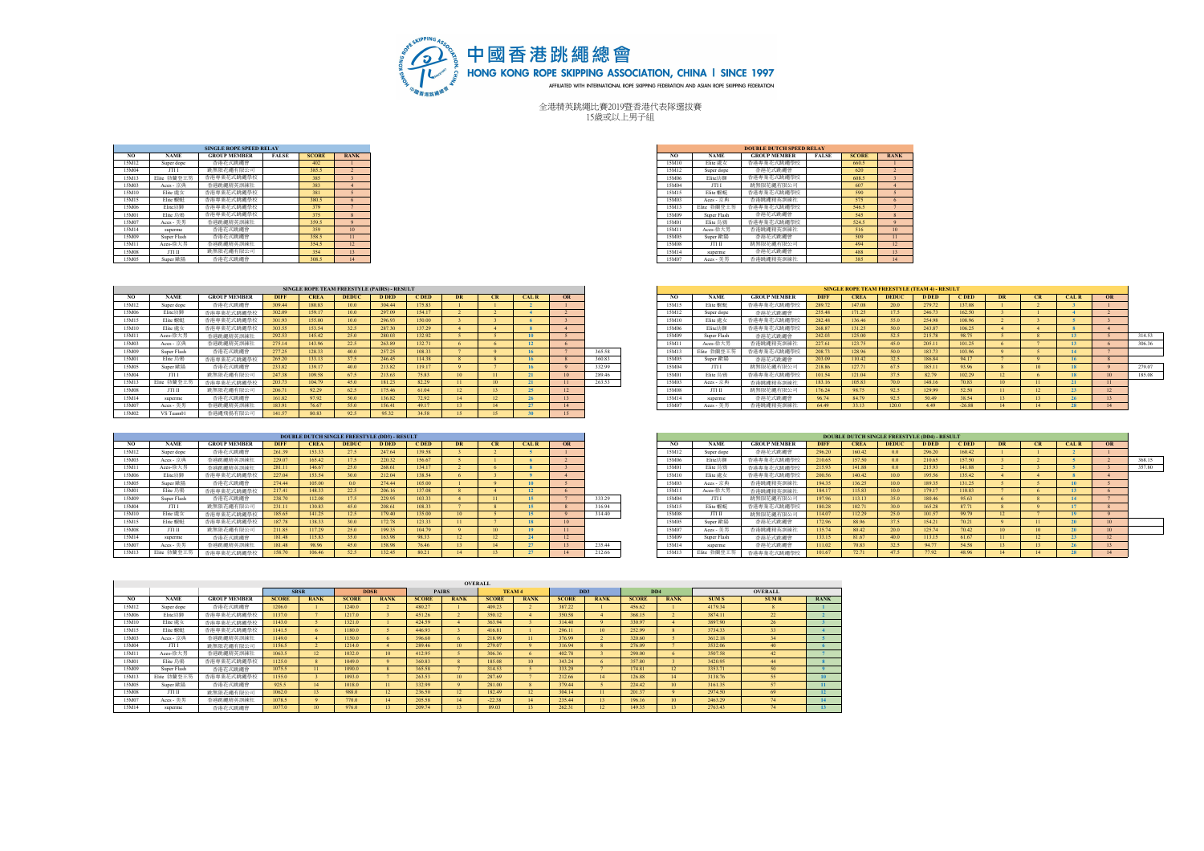# 中國香港跳繩總會

HONG KONG ROPE SKIPPING ASSOCIATION, CHINA | SINCE 1997

AFFILIATED WITH INTERNATIONAL ROPE SKIPPING FEDERATION AND ASIAN ROPE SKIPPING FEDERATION

## 全港精英跳繩比賽2019暨香港代表隊選拔賽
## 15歲或以上男子組

### SINGLE ROPE SPEED RELAY

| NO | NAME | GROUP MEMBER | FALSE | SCORE | RANK |
|---|---|---|---|---|---|
| 15M12 | Super dope | 香港花式跳繩會 | | 402 | 1 |
| 15M04 | JTI I | 跳繩限花繩有限公司 | | 385.5 | 2 |
| 15M13 | Elite 砂糖登主男 | 香港專業花式跳繩學校 | | 385 | 3 |
| 15M03 | Aces - 京燕 | 香港跳繩精英訓練社 | | 383 | 4 |
| 15M10 | Elite 處女 | 香港專業花式跳繩學校 | | 381 | 5 |
| 15M15 | Elite 蝦蝦 | 香港專業花式跳繩學校 | | 380.5 | 6 |
| 15M06 | Elite坊靜 | 香港專業花式跳繩學校 | | 379 | 7 |
| 15M01 | Elite 烏賊 | 香港專業花式跳繩學校 | | 375 | 8 |
| 15M07 | Aces - 美男 | 香港跳繩精英訓練社 | | 359.5 | 9 |
| 15M14 | superme | 香港花式跳繩會 | | 359 | 10 |
| 15M09 | Super Flash | 香港花式跳繩會 | | 358.5 | 11 |
| 15M11 | Aces-徐大男 | 香港跳繩精英訓練社 | | 354.5 | 12 |
| 15M08 | JTI II | 跳繩限花繩有限公司 | | 354 | 13 |
| 15M05 | Super 歐陽 | 香港花式跳繩會 | | 308.5 | 14 |

### DOUBLE DUTCH SPEED RELAY

| NO | NAME | GROUP MEMBER | FALSE | SCORE | RANK |
|---|---|---|---|---|---|
| 15M10 | Elite 處女 | 香港專業花式跳繩學校 | | 660.5 | 1 |
| 15M12 | Super dope | 香港花式跳繩會 | | 620 | 2 |
| 15M06 | Elite坊靜 | 香港專業花式跳繩學校 | | 608.5 | 3 |
| 15M04 | JTI I | 跳繩限花繩有限公司 | | 607 | 4 |
| 15M15 | Elite 蝦蝦 | 香港專業花式跳繩學校 | | 590 | 5 |
| 15M03 | Aces - 京燕 | 香港跳繩精英訓練社 | | 575 | 6 |
| 15M13 | Elite 砂糖登主男 | 香港專業花式跳繩學校 | | 546.5 | 7 |
| 15M09 | Super Flash | 香港花式跳繩會 | | 545 | 8 |
| 15M01 | Elite 烏賊 | 香港專業花式跳繩學校 | | 524.5 | 9 |
| 15M11 | Aces-徐大男 | 香港跳繩精英訓練社 | | 516 | 10 |
| 15M05 | Super 歐陽 | 香港花式跳繩會 | | 509 | 11 |
| 15M08 | JTI II | 跳繩限花繩有限公司 | | 494 | 12 |
| 15M14 | superme | 香港花式跳繩會 | | 488 | 13 |
| 15M07 | Aces - 美男 | 香港跳繩精英訓練社 | | 385 | 14 |

### SINGLE ROPE TEAM FREESTYLE (PAIRS) - RESULT

| NO | NAME | GROUP MEMBER | DIFF | CREA | DEDUC | D DED | C DED | DR | CR | CAL R | OR | |
|---|---|---|---|---|---|---|---|---|---|---|---|---|
| 15M12 | Super dope | 香港花式跳繩會 | 309.44 | 180.83 | 10.0 | 304.44 | 175.83 | 1 | 1 | 2 | 1 | |
| 15M06 | Elite坊靜 | 香港專業花式跳繩學校 | 302.09 | 159.17 | 10.0 | 297.09 | 154.17 | 2 | 2 | 4 | 2 | |
| 15M15 | Elite 蝦蝦 | 香港專業花式跳繩學校 | 301.93 | 155.00 | 10.0 | 296.93 | 150.00 | 3 | 3 | 6 | 3 | |
| 15M10 | Elite 處女 | 香港專業花式跳繩學校 | 303.55 | 153.54 | 32.5 | 287.30 | 137.29 | 4 | 4 | 8 | 4 | |
| 15M11 | Aces-徐大男 | 香港跳繩精英訓練社 | 292.53 | 145.42 | 25.0 | 280.03 | 132.92 | 5 | 5 | 10 | 5 | |
| 15M03 | Aces - 京燕 | 香港跳繩精英訓練社 | 275.14 | 143.96 | 22.5 | 263.89 | 132.71 | 6 | 6 | 12 | 6 | |
| 15M09 | Super Flash | 香港花式跳繩會 | 277.25 | 128.33 | 40.0 | 257.25 | 108.33 | 7 | 9 | 16 | 7 | 365.58 |
| 15M01 | Elite 烏賊 | 香港專業花式跳繩學校 | 265.20 | 133.13 | 37.5 | 246.45 | 114.38 | 8 | 8 | 16 | 8 | 360.83 |
| 15M05 | Super 歐陽 | 香港花式跳繩會 | 233.82 | 139.17 | 40.0 | 213.82 | 119.17 | 9 | 7 | 16 | 9 | 332.99 |
| 15M04 | JTI I | 跳繩限花繩有限公司 | 247.38 | 109.58 | 67.5 | 213.63 | 75.83 | 10 | 11 | 21 | 10 | 289.46 |
| 15M13 | Elite 砂糖登主男 | 香港專業花式跳繩學校 | 203.73 | 104.79 | 45.0 | 181.23 | 82.29 | 11 | 10 | 21 | 11 | 263.53 |
| 15M08 | JTI II | 跳繩限花繩有限公司 | 206.71 | 92.29 | 62.5 | 175.46 | 61.04 | 12 | 13 | 25 | 12 | |
| 15M14 | superme | 香港花式跳繩會 | 161.82 | 97.92 | 50.0 | 136.82 | 72.92 | 14 | 12 | 26 | 13 | |
| 15M07 | Aces - 美男 | 香港跳繩精英訓練社 | 183.91 | 76.67 | 55.0 | 156.41 | 49.17 | 13 | 14 | 27 | 14 | |
| 15M02 | VS Team01 | 香港繩飛揚有限公司 | 141.57 | 80.83 | 92.5 | 95.32 | 34.58 | 15 | 15 | 30 | 15 | |

### SINGLE ROPE TEAM FREESTYLE (TEAM 4) - RESULT

| NO | NAME | GROUP MEMBER | DIFF | CREA | DEDUC | D DED | C DED | DR | CR | CAL R | OR | |
|---|---|---|---|---|---|---|---|---|---|---|---|---|
| 15M15 | Elite 蝦蝦 | 香港專業花式跳繩學校 | 289.72 | 147.08 | 20.0 | 279.72 | 137.08 | 1 | 2 | 3 | 1 | |
| 15M12 | Super dope | 香港花式跳繩會 | 255.48 | 171.25 | 17.5 | 246.73 | 162.50 | 3 | 1 | 4 | 2 | |
| 15M10 | Elite 處女 | 香港專業花式跳繩學校 | 282.48 | 136.46 | 55.0 | 254.98 | 108.96 | 2 | 3 | 5 | 3 | |
| 15M06 | Elite坊靜 | 香港專業花式跳繩學校 | 268.87 | 131.25 | 50.0 | 243.87 | 106.25 | 4 | 4 | 8 | 4 | |
| 15M09 | Super Flash | 香港花式跳繩會 | 242.03 | 125.00 | 52.5 | 215.78 | 98.75 | 5 | 8 | 13 | 5 | 314.53 |
| 15M11 | Aces-徐大男 | 香港跳繩精英訓練社 | 227.61 | 123.75 | 45.0 | 205.11 | 101.25 | 6 | 7 | 13 | 6 | 306.36 |
| 15M13 | Elite 砂糖登主男 | 香港專業花式跳繩學校 | 208.73 | 128.96 | 50.0 | 183.73 | 103.96 | 9 | 5 | 14 | 7 | |
| 15M05 | Super 歐陽 | 香港花式跳繩會 | 203.09 | 110.42 | 32.5 | 186.84 | 94.17 | 7 | 9 | 16 | 8 | |
| 15M04 | JTI I | 跳繩限花繩有限公司 | 218.86 | 127.71 | 67.5 | 185.11 | 93.96 | 8 | 10 | 18 | 9 | 279.07 |
| 15M01 | Elite 烏賊 | 香港專業花式跳繩學校 | 101.54 | 121.04 | 37.5 | 82.79 | 102.29 | 12 | 6 | 18 | 10 | 185.08 |
| 15M03 | Aces - 京燕 | 香港跳繩精英訓練社 | 183.16 | 105.83 | 70.0 | 148.16 | 70.83 | 10 | 11 | 21 | 11 | |
| 15M08 | JTI II | 跳繩限花繩有限公司 | 176.24 | 98.75 | 92.5 | 129.99 | 52.50 | 11 | 12 | 23 | 12 | |
| 15M14 | superme | 香港花式跳繩會 | 96.74 | 84.79 | 92.5 | 50.49 | 38.54 | 13 | 13 | 26 | 13 | |
| 15M07 | Aces - 美男 | 香港跳繩精英訓練社 | 64.49 | 33.13 | 120.0 | 4.49 | -26.88 | 14 | 14 | 28 | 14 | |

### DOUBLE DUTCH SINGLE FREESTYLE (DD3) - RESULT

| NO | NAME | GROUP MEMBER | DIFF | CREA | DEDUC | D DED | C DED | DR | CR | CAL R | OR | |
|---|---|---|---|---|---|---|---|---|---|---|---|---|
| 15M12 | Super dope | 香港花式跳繩會 | 261.39 | 153.33 | 27.5 | 247.64 | 139.58 | 3 | 2 | 5 | 1 | |
| 15M03 | Aces - 京燕 | 香港跳繩精英訓練社 | 229.07 | 165.42 | 17.5 | 220.32 | 156.67 | 5 | 1 | 6 | 2 | |
| 15M11 | Aces-徐大男 | 香港跳繩精英訓練社 | 281.11 | 146.67 | 25.0 | 268.61 | 134.17 | 2 | 6 | 8 | 3 | |
| 15M06 | Elite坊靜 | 香港專業花式跳繩學校 | 227.04 | 153.54 | 30.0 | 212.04 | 138.54 | 6 | 3 | 9 | 4 | |
| 15M05 | Super 歐陽 | 香港花式跳繩會 | 274.44 | 105.00 | 0.0 | 274.44 | 105.00 | 1 | 9 | 10 | 5 | |
| 15M01 | Elite 烏賊 | 香港專業花式跳繩學校 | 217.41 | 148.33 | 22.5 | 206.16 | 137.08 | 8 | 4 | 12 | 6 | |
| 15M09 | Super Flash | 香港花式跳繩會 | 238.70 | 112.08 | 17.5 | 229.95 | 103.33 | 4 | 11 | 15 | 7 | 333.29 |
| 15M04 | JTI I | 跳繩限花繩有限公司 | 231.11 | 130.83 | 45.0 | 208.61 | 108.33 | 7 | 8 | 15 | 8 | 316.94 |
| 15M10 | Elite 處女 | 香港專業花式跳繩學校 | 185.65 | 141.25 | 12.5 | 179.40 | 135.00 | 10 | 5 | 15 | 9 | 314.40 |
| 15M15 | Elite 蝦蝦 | 香港專業花式跳繩學校 | 187.78 | 138.33 | 30.0 | 172.78 | 123.33 | 11 | 7 | 18 | 10 | |
| 15M08 | JTI II | 跳繩限花繩有限公司 | 211.85 | 117.29 | 25.0 | 199.35 | 104.79 | 9 | 10 | 19 | 11 | |
| 15M14 | superme | 香港花式跳繩會 | 181.48 | 115.83 | 35.0 | 163.98 | 98.33 | 12 | 12 | 24 | 12 | |
| 15M07 | Aces - 美男 | 香港跳繩精英訓練社 | 181.48 | 98.96 | 45.0 | 158.98 | 76.46 | 13 | 14 | 27 | 13 | 235.44 |
| 15M13 | Elite 砂糖登主男 | 香港專業花式跳繩學校 | 158.70 | 106.46 | 52.5 | 132.45 | 80.21 | 14 | 13 | 27 | 14 | 212.66 |

### DOUBLE DUTCH SINGLE FREESTYLE (DD4) - RESULT

| NO | NAME | GROUP MEMBER | DIFF | CREA | DEDUC | D DED | C DED | DR | CR | CAL R | OR | |
|---|---|---|---|---|---|---|---|---|---|---|---|---|
| 15M12 | Super dope | 香港花式跳繩會 | 296.20 | 160.42 | 0.0 | 296.20 | 160.42 | 1 | 1 | 2 | 1 | |
| 15M06 | Elite坊靜 | 香港專業花式跳繩學校 | 210.65 | 157.50 | 0.0 | 210.65 | 157.50 | 3 | 2 | 5 | 2 | 368.15 |
| 15M01 | Elite 烏賊 | 香港專業花式跳繩學校 | 215.93 | 141.88 | 0.0 | 215.93 | 141.88 | 2 | 3 | 5 | 3 | 357.80 |
| 15M10 | Elite 處女 | 香港專業花式跳繩學校 | 200.56 | 140.42 | 10.0 | 195.56 | 135.42 | 4 | 4 | 8 | 4 | |
| 15M03 | Aces - 京燕 | 香港跳繩精英訓練社 | 194.35 | 136.25 | 10.0 | 189.35 | 131.25 | 5 | 5 | 10 | 5 | |
| 15M11 | Aces-徐大男 | 香港跳繩精英訓練社 | 184.17 | 115.83 | 10.0 | 179.17 | 110.83 | 7 | 6 | 13 | 6 | |
| 15M04 | JTI I | 跳繩限花繩有限公司 | 197.96 | 113.13 | 35.0 | 180.46 | 95.63 | 6 | 8 | 14 | 7 | |
| 15M15 | Elite 蝦蝦 | 香港專業花式跳繩學校 | 180.28 | 102.71 | 30.0 | 165.28 | 87.71 | 8 | 9 | 17 | 8 | |
| 15M08 | JTI II | 跳繩限花繩有限公司 | 114.07 | 112.29 | 25.0 | 101.57 | 99.79 | 12 | 7 | 19 | 9 | |
| 15M05 | Super 歐陽 | 香港花式跳繩會 | 172.96 | 88.96 | 37.5 | 154.21 | 70.21 | 9 | 11 | 20 | 10 | |
| 15M07 | Aces - 美男 | 香港跳繩精英訓練社 | 135.74 | 80.42 | 20.0 | 125.74 | 70.42 | 10 | 10 | 20 | 10 | |
| 15M09 | Super Flash | 香港花式跳繩會 | 133.15 | 81.67 | 40.0 | 113.15 | 61.67 | 11 | 12 | 23 | 12 | |
| 15M14 | superme | 香港花式跳繩會 | 111.02 | 70.83 | 32.5 | 94.77 | 54.58 | 13 | 13 | 26 | 13 | |
| 15M13 | Elite 砂糖登主男 | 香港專業花式跳繩學校 | 101.67 | 72.71 | 47.5 | 77.92 | 48.96 | 14 | 14 | 28 | 14 | |

### OVERALL

| | | | SRSR | | DDSR | | PAIRS | | TEAM 4 | | DD3 | | DD4 | | OVERALL | | |
|---|---|---|---|---|---|---|---|---|---|---|---|---|---|---|---|---|---|
| NO | NAME | GROUP MEMBER | SCORE | RANK | SCORE | RANK | SCORE | RANK | SCORE | RANK | SCORE | RANK | SCORE | RANK | SUM S | SUM R | RANK |
| 15M12 | Super dope | 香港花式跳繩會 | 1206.0 | 1 | 1240.0 | 2 | 480.27 | 1 | 409.23 | 2 | 387.22 | 1 | 456.62 | 1 | 4179.34 | 8 | 1 |
| 15M06 | Elite坊靜 | 香港專業花式跳繩學校 | 1137.0 | 7 | 1217.0 | 3 | 451.26 | 2 | 350.12 | 4 | 350.58 | 4 | 368.15 | 2 | 3874.11 | 22 | 2 |
| 15M10 | Elite 處女 | 香港專業花式跳繩學校 | 1143.0 | 5 | 1321.0 | 1 | 424.59 | 4 | 363.94 | 3 | 314.40 | 9 | 330.97 | 4 | 3897.90 | 26 | 3 |
| 15M15 | Elite 蝦蝦 | 香港專業花式跳繩學校 | 1141.5 | 6 | 1180.0 | 5 | 446.93 | 3 | 416.81 | 1 | 296.11 | 10 | 252.99 | 8 | 3734.33 | 33 | 4 |
| 15M03 | Aces - 京燕 | 香港跳繩精英訓練社 | 1149.0 | 4 | 1150.0 | 6 | 396.60 | 6 | 218.99 | 11 | 376.99 | 2 | 320.60 | 5 | 3612.18 | 34 | 5 |
| 15M04 | JTI I | 跳繩限花繩有限公司 | 1156.5 | 2 | 1214.0 | 4 | 289.46 | 10 | 279.07 | 9 | 316.94 | 8 | 276.09 | 7 | 3532.06 | 40 | 6 |
| 15M11 | Aces-徐大男 | 香港跳繩精英訓練社 | 1063.5 | 12 | 1032.0 | 10 | 412.95 | 5 | 306.36 | 6 | 402.78 | 3 | 290.00 | 6 | 3507.58 | 42 | 7 |
| 15M01 | Elite 烏賊 | 香港專業花式跳繩學校 | 1125.0 | 8 | 1049.0 | 9 | 360.83 | 8 | 185.08 | 10 | 343.24 | 6 | 357.80 | 3 | 3420.95 | 44 | 8 |
| 15M09 | Super Flash | 香港花式跳繩會 | 1075.5 | 11 | 1090.0 | 8 | 365.58 | 7 | 314.53 | 5 | 333.29 | 7 | 174.81 | 12 | 3353.71 | 50 | 9 |
| 15M13 | Elite 砂糖登主男 | 香港專業花式跳繩學校 | 1155.0 | 3 | 1093.0 | 7 | 263.53 | 11 | 287.69 | 7 | 212.66 | 14 | 126.88 | 14 | 3138.76 | 55 | 10 |
| 15M05 | Super 歐陽 | 香港花式跳繩會 | 925.5 | 14 | 1018.0 | 11 | 332.99 | 9 | 281.00 | 8 | 379.44 | 5 | 224.42 | 10 | 3161.35 | 57 | 11 |
| 15M08 | JTI II | 跳繩限花繩有限公司 | 1062.0 | 13 | 988.0 | 12 | 236.50 | 12 | 182.49 | 12 | 304.14 | 11 | 201.37 | 9 | 2974.50 | 69 | 12 |
| 15M07 | Aces - 美男 | 香港跳繩精英訓練社 | 1078.5 | 9 | 770.0 | 14 | 205.58 | 14 | -22.38 | 14 | 235.44 | 13 | 196.16 | 10 | 2463.29 | 74 | 14 |
| 15M14 | superme | 香港花式跳繩會 | 1077.0 | 10 | 976.0 | 13 | 209.74 | 13 | 89.03 | 13 | 262.31 | 12 | 149.35 | 13 | 2763.43 | 74 | 13 |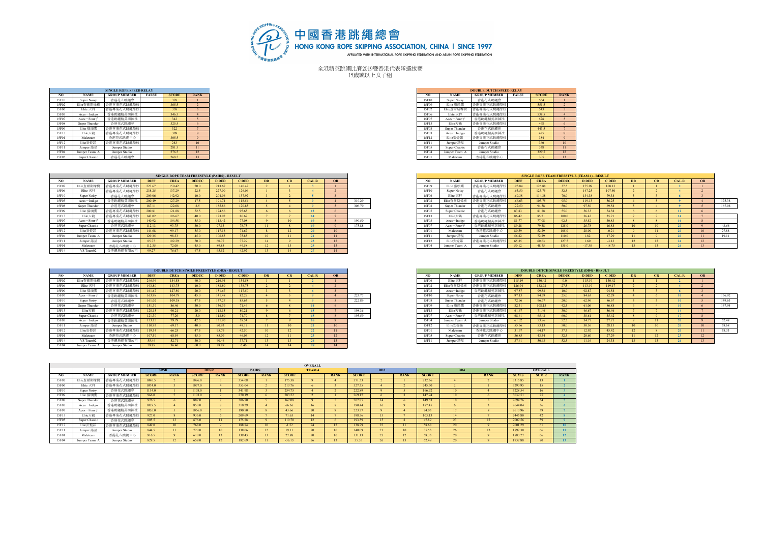# 中國香港跳繩總會

HONG KONG ROPE SKIPPING ASSOCIATION, CHINA | SINCE 1997

AFFILIATED WITH INTERNATIONAL ROPE SKIPPING FEDERATION AND ASIAN ROPE SKIPPING FEDERATION

全港精英跳繩比賽2019暨香港代表隊選拔賽

15歲或以上女子組

| SINGLE ROPE SPEED RELAY | | | | | |
|---|---|---|---|---|---|
| NO | NAME | GROUP MEMBER | FALSE | SCORE | RANK |
| 15F10 | Super Noisy | 香港花式跳繩會 | | 378 | 1 |
| 15F02 | Elite百爾斯條頓 | 香港專業花式跳繩學校 | | 365.5 | 2 |
| 15F06 | Elite 天秤 | 香港專業花式跳繩學校 | | 358 | 3 |
| 15F03 | Aces~Indigo | 香港跳繩精英訓練社 | | 346.5 | 4 |
| 15F07 | Aces~Four子 | 香港跳繩精英訓練社 | | 342 | 5 |
| 15F08 | Super Thunder | 香港花式跳繩會 | | 325.5 | 6 |
| 15F09 | Elite 貓頭鷹 | 香港專業花式跳繩學校 | | 322 | 7 |
| 15F13 | Elite天鵝 | 香港專業花式跳繩學校 | | 309 | 8 |
| 15F01 | Maleteam | 香港花式跳繩中心 | | 305.5 | 9 |
| 15F12 | Elite安娜菲 | 香港專業花式跳繩學校 | | 283 | 10 |
| 15F11 | Jumper 路星 | Jumper Studio | | 281.5 | 11 |
| 15F04 | Jumper Team A | Jumper Studio | | 276.5 | 12 |
| 15F05 | Super Chaotic | 香港花式跳繩會 | | 268.5 | 13 |

| DOUBLE DUTCH SPEED RELAY | | | | | |
|---|---|---|---|---|---|
| NO | NAME | GROUP MEMBER | FALSE | SCORE | RANK |
| 15F10 | Super Noisy | 香港花式跳繩會 | | 554 | 1 |
| 15F09 | Elite 貓頭鷹 | 香港專業花式跳繩學校 | | 551.5 | 2 |
| 15F02 | Elite百爾斯條頓 | 香港專業花式跳繩學校 | | 543 | 3 |
| 15F06 | Elite 天秤 | 香港專業花式跳繩學校 | | 538.5 | 4 |
| 15F07 | Aces~Four子 | 香港跳繩精英訓練社 | | 528 | 5 |
| 15F13 | Elite天鵝 | 香港專業花式跳繩學校 | | 468 | 6 |
| 15F08 | Super Thunder | 香港花式跳繩會 | | 443.5 | 7 |
| 15F03 | Aces~Indigo | 香港跳繩精英訓練社 | | 425 | 8 |
| 15F12 | Elite安娜菲 | 香港專業花式跳繩學校 | | 384 | 9 |
| 15F11 | Jumper 路星 | Jumper Studio | | 360 | 10 |
| 15F05 | Super Chaotic | 香港花式跳繩會 | | 338 | 11 |
| 15F04 | Jumper Team A | Jumper Studio | | 329.5 | 12 |
| 15F01 | Maleteam | 香港花式跳繩中心 | | 305 | 13 |

| SINGLE ROPE TEAM FREESTYLE (PAIRS) - RESULT | | | | | | | | | | | | | |
|---|---|---|---|---|---|---|---|---|---|---|---|---|---|
| NO | NAME | GROUP MEMBER | DIFF | CREA | DEDUC | D DED | C DED | DR | CR | CAL R | OR | |
| 15F02 | Elite百爾斯條頓 | 香港專業花式跳繩學校 | 223.67 | 150.42 | 20.0 | 213.67 | 140.42 | 2 | 1 | 3 | 1 | |
| 15F06 | Elite 天秤 | 香港專業花式跳繩學校 | 238.25 | 137.29 | 22.5 | 227.00 | 126.04 | 1 | 3 | 4 | 2 | |
| 15F10 | Super Noisy | 香港花式跳繩會 | 209.06 | 142.92 | 10.0 | 204.06 | 137.92 | 3 | 2 | 5 | 3 | |
| 15F03 | Aces~Indigo | 香港跳繩精英訓練社 | 200.49 | 127.29 | 17.5 | 191.74 | 118.54 | 4 | 5 | 9 | 4 | 310.29 |
| 15F08 | Super Thunder | 香港花式跳繩會 | 187.11 | 122.08 | 2.5 | 185.86 | 120.83 | 5 | 4 | 9 | 5 | 306.70 |
| 15F09 | Elite 貓頭鷹 | 香港專業花式跳繩學校 | 200.81 | 121.88 | 52.5 | 174.56 | 95.63 | 6 | 6 | 12 | 6 | |
| 15F13 | Elite天鵝 | 香港專業花式跳繩學校 | 143.02 | 106.67 | 40.0 | 123.02 | 86.67 | 7 | 7 | 14 | 7 | |
| 15F07 | Aces~Four子 | 香港跳繩精英訓練社 | 140.92 | 104.58 | 55.0 | 113.42 | 77.08 | 9 | 10 | 19 | 8 | 190.50 |
| 15F05 | Super Chaotic | 香港花式跳繩會 | 112.13 | 93.75 | 30.0 | 97.13 | 78.75 | 11 | 8 | 19 | 9 | 175.88 |
| 15F12 | Elite安娜菲 | 香港專業花式跳繩學校 | 144.68 | 99.17 | 55.0 | 117.18 | 71.67 | 8 | 12 | 20 | 10 | |
| 15F04 | Jumper Team A | Jumper Studio | 129.35 | 98.33 | 45.0 | 106.85 | 75.83 | 10 | 11 | 21 | 11 | |
| 15F11 | Jumper 路星 | Jumper Studio | 85.77 | 102.29 | 50.0 | 60.77 | 77.29 | 14 | 9 | 23 | 12 | |
| 15F01 | Maleteam | 香港花式跳繩中心 | 112.35 | 72.08 | 45.0 | 89.85 | 49.58 | 12 | 13 | 25 | 13 | |
| 15F14 | VS Team02 | 香港繩飛揚有限公司 | 99.27 | 76.67 | 67.5 | 65.52 | 42.92 | 13 | 14 | 27 | 14 | |

| SINGLE ROPE TEAM FREESTYLE (TEAM 4) - RESULT | | | | | | | | | | | | | |
|---|---|---|---|---|---|---|---|---|---|---|---|---|---|
| NO | NAME | GROUP MEMBER | DIFF | CREA | DEDUC | D DED | C DED | DR | CR | CAL R | OR | |
| 15F09 | Elite 貓頭鷹 | 香港專業花式跳繩學校 | 193.84 | 126.88 | 37.5 | 175.09 | 108.13 | 1 | 1 | 2 | 1 | |
| 15F10 | Super Noisy | 香港花式跳繩會 | 163.50 | 123.75 | 32.5 | 147.25 | 107.50 | 2 | 2 | 4 | 2 | |
| 15F06 | Elite 天秤 | 香港專業花式跳繩學校 | 169.38 | 114.38 | 70.0 | 134.38 | 79.38 | 3 | 3 | 6 | 3 | |
| 15F02 | Elite百爾斯條頓 | 香港專業花式跳繩學校 | 166.63 | 103.75 | 95.0 | 119.13 | 56.25 | 4 | 5 | 9 | 4 | 175.38 |
| 15F08 | Super Thunder | 香港花式跳繩會 | 122.50 | 94.58 | 50.0 | 97.50 | 69.58 | 5 | 4 | 9 | 5 | 167.08 |
| 15F05 | Super Chaotic | 香港花式跳繩會 | 83.83 | 81.88 | 55.0 | 56.33 | 54.38 | 6 | 6 | 12 | 6 | |
| 15F13 | Elite天鵝 | 香港專業花式跳繩學校 | 86.42 | 85.21 | 100.0 | 36.42 | 35.21 | 7 | 7 | 14 | 7 | |
| 15F03 | Aces~Indigo | 香港跳繩精英訓練社 | 81.77 | 77.08 | 92.5 | 35.52 | 30.83 | 8 | 8 | 16 | 8 | |
| 15F07 | Aces~Four子 | 香港跳繩精英訓練社 | 89.28 | 79.38 | 125.0 | 26.78 | 16.88 | 10 | 10 | 20 | 9 | 43.66 |
| 15F01 | Maleteam | 香港花式跳繩中心 | 80.59 | 52.29 | 105.0 | 28.09 | -0.21 | 9 | 11 | 20 | 10 | 27.88 |
| 15F11 | Jumper 路星 | Jumper Studio | 56.82 | 72.29 | 110.0 | 1.82 | 17.29 | 11 | 9 | 20 | 11 | 19.11 |
| 15F12 | Elite安娜菲 | 香港專業花式跳繩學校 | 65.35 | 60.63 | 127.5 | 1.60 | -3.13 | 12 | 12 | 24 | 12 | |
| 15F04 | Jumper Team A | Jumper Studio | 50.12 | 48.75 | 135.0 | -17.38 | -18.75 | 13 | 13 | 26 | 13 | |

| DOUBLE DUTCH SINGLE FREESTYLE (DD3) - RESULT | | | | | | | | | | | | | |
|---|---|---|---|---|---|---|---|---|---|---|---|---|---|
| NO | NAME | GROUP MEMBER | DIFF | CREA | DEDUC | D DED | C DED | DR | CR | CAL R | OR | |
| 15F02 | Elite百爾斯條頓 | 香港專業花式跳繩學校 | 246.94 | 184.58 | 60.0 | 216.94 | 154.58 | 1 | 1 | 2 | 1 | |
| 15F06 | Elite 天秤 | 香港專業花式跳繩學校 | 193.80 | 143.75 | 10.0 | 188.80 | 138.75 | 2 | 2 | 4 | 2 | |
| 15F09 | Elite 貓頭鷹 | 香港專業花式跳繩學校 | 161.67 | 127.50 | 20.0 | 151.67 | 117.50 | 3 | 3 | 6 | 3 | |
| 15F07 | Aces~Four子 | 香港跳繩精英訓練社 | 163.98 | 104.79 | 45.0 | 141.48 | 82.29 | 4 | 5 | 9 | 4 | 223.77 |
| 15F10 | Super Noisy | 香港花式跳繩會 | 161.02 | 109.38 | 47.5 | 137.27 | 85.63 | 5 | 4 | 9 | 5 | 222.89 |
| 15F08 | Super Thunder | 香港花式跳繩會 | 151.39 | 86.46 | 30.0 | 136.39 | 71.46 | 6 | 8 | 14 | 6 | |
| 15F13 | Elite天鵝 | 香港專業花式跳繩學校 | 128.15 | 90.21 | 20.0 | 118.15 | 80.21 | 9 | 6 | 15 | 7 | 198.36 |
| 15F05 | Super Chaotic | 香港花式跳繩會 | 121.30 | 77.29 | 5.0 | 118.80 | 74.79 | 8 | 7 | 15 | 8 | 193.59 |
| 15F03 | Aces~Indigo | 香港跳繩精英訓練社 | 153.15 | 79.79 | 42.5 | 131.90 | 58.54 | 7 | 9 | 16 | 9 | |
| 15F11 | Jumper 路星 | Jumper Studio | 110.93 | 69.17 | 40.0 | 90.93 | 49.17 | 11 | 10 | 21 | 10 | |
| 15F12 | Elite安娜菲 | 香港專業花式跳繩學校 | 119.54 | 66.25 | 47.5 | 95.79 | 42.50 | 10 | 12 | 22 | 11 | |
| 15F01 | Maleteam | 香港花式跳繩中心 | 107.59 | 68.54 | 45.0 | 85.09 | 46.04 | 12 | 11 | 23 | 12 | |
| 15F14 | VS Team02 | 香港繩飛揚有限公司 | 55.46 | 52.71 | 30.0 | 40.46 | 37.71 | 13 | 13 | 26 | 13 | |
| 15F04 | Jumper Team A | Jumper Studio | 58.89 | 36.46 | 60.0 | 28.89 | 6.46 | 14 | 14 | 28 | 14 | |

| DOUBLE DUTCH SINGLE FREESTYLE (DD4) - RESULT | | | | | | | | | | | | | |
|---|---|---|---|---|---|---|---|---|---|---|---|---|---|
| NO | NAME | GROUP MEMBER | DIFF | CREA | DEDUC | D DED | C DED | DR | CR | CAL R | OR | |
| 15F06 | Elite 天秤 | 香港專業花式跳繩學校 | 115.19 | 130.42 | 0.0 | 115.19 | 130.42 | 1 | 1 | 2 | 1 | |
| 15F02 | Elite百爾斯條頓 | 香港專業花式跳繩學校 | 126.94 | 132.92 | 27.5 | 113.19 | 119.17 | 2 | 2 | 4 | 2 | |
| 15F03 | Aces~Indigo | 香港跳繩精英訓練社 | 97.87 | 99.58 | 10.0 | 92.87 | 94.58 | 3 | 3 | 6 | 3 | |
| 15F10 | Super Noisy | 香港花式跳繩會 | 97.13 | 94.79 | 25.0 | 84.63 | 82.29 | 4 | 6 | 10 | 4 | 166.92 |
| 15F08 | Super Thunder | 香港花式跳繩會 | 72.96 | 96.67 | 20.0 | 62.96 | 86.67 | 5 | 5 | 10 | 5 | 149.63 |
| 15F09 | Elite 貓頭鷹 | 香港專業花式跳繩學校 | 82.31 | 108.13 | 42.5 | 61.06 | 86.88 | 6 | 4 | 10 | 6 | 147.94 |
| 15F13 | Elite天鵝 | 香港專業花式跳繩學校 | 61.67 | 71.46 | 30.0 | 46.67 | 56.46 | 7 | 7 | 14 | 7 | |
| 15F07 | Aces~Four子 | 香港跳繩精英訓練社 | 68.61 | 65.42 | 60.0 | 38.61 | 35.42 | 8 | 9 | 17 | 8 | |
| 15F04 | Jumper Team A | Jumper Studio | 61.02 | 53.96 | 52.5 | 34.77 | 27.71 | 9 | 11 | 20 | 9 | 62.48 |
| 15F12 | Elite安娜菲 | 香港專業花式跳繩學校 | 55.56 | 53.13 | 50.0 | 30.56 | 28.13 | 10 | 10 | 20 | 10 | 58.68 |
| 15F01 | Maleteam | 香港花式跳繩中心 | 31.67 | 64.17 | 37.5 | 12.92 | 45.42 | 12 | 8 | 20 | 11 | 58.33 |
| 15F05 | Super Chaotic | 香港花式跳繩會 | 36.85 | 43.54 | 32.5 | 20.60 | 27.29 | 11 | 12 | 23 | 12 | |
| 15F11 | Jumper 路星 | Jumper Studio | 37.41 | 50.63 | 52.5 | 11.16 | 24.38 | 13 | 13 | 26 | 13 | |

| OVERALL | | | | | | | | | | | | | | | | | | | | |
|---|---|---|---|---|---|---|---|---|---|---|---|---|---|---|---|---|---|---|---|---|
| | | | SRSR | | DDSR | | PAIRS | | TEAM 4 | | | DD3 | | | DD4 | | | OVERALL | | |
| NO | NAME | GROUP MEMBER | SCORE | RANK | SCORE | RANK | SCORE | RANK | SCORE | | RANK | SCORE | | RANK | SCORE | | RANK | SUM S | SUM R | RANK |
| 15F02 | Elite百爾斯條頓 | 香港專業花式跳繩學校 | 1096.5 | 2 | 1086.0 | 3 | 354.08 | 1 | 175.38 | 9 | 4 | 371.53 | 2 | 1 | 232.36 | 4 | 2 | 3315.85 | 13 | 1 |
| 15F06 | Elite 天秤 | 香港專業花式跳繩學校 | 1074.0 | 3 | 1077.0 | 4 | 353.04 | 2 | 213.76 | 6 | 3 | 327.55 | 4 | 2 | 245.60 | 2 | 1 | 3290.95 | 15 | 2 |
| 15F10 | Super Noisy | 香港花式跳繩會 | 1134.0 | 1 | 1108.0 | 1 | 341.98 | 3 | 254.75 | 4 | 2 | 222.89 | 9 | 5 | 166.92 | 10 | 4 | 3228.54 | 16 | 3 |
| 15F09 | Elite 貓頭鷹 | 香港專業花式跳繩學校 | 966.0 | 7 | 1103.0 | 2 | 270.19 | 6 | 283.22 | 2 | 1 | 269.17 | 6 | 3 | 147.94 | 10 | 6 | 3039.51 | 25 | 4 |
| 15F08 | Super Thunder | 香港花式跳繩會 | 976.5 | 6 | 887.0 | 7 | 306.70 | 5 | 167.08 | 9 | 5 | 207.85 | 14 | 6 | 149.63 | 10 | 5 | 2694.76 | 34 | 5 |
| 15F03 | Aces~Indigo | 香港跳繩精英訓練社 | 1039.5 | 4 | 850.0 | 8 | 310.29 | 4 | 66.36 | 16 | 8 | 190.44 | 16 | 9 | 187.45 | 6 | 3 | 2644.04 | 36 | 6 |
| 15F07 | Aces~Four子 | 香港跳繩精英訓練社 | 1026.0 | 5 | 1056.0 | 5 | 190.50 | 8 | 43.66 | 20 | 9 | 223.77 | 9 | 4 | 74.03 | 17 | 8 | 2613.96 | 39 | 7 |
| 15F13 | Elite天鵝 | 香港專業花式跳繩學校 | 927.0 | 8 | 936.0 | 6 | 209.69 | 7 | 71.63 | 14 | 7 | 198.36 | 15 | 7 | 103.13 | 14 | 7 | 2445.80 | 42 | 8 |
| 15F05 | Super Chaotic | 香港花式跳繩會 | 805.5 | 13 | 676.0 | 11 | 175.88 | 9 | 110.70 | 12 | 6 | 193.59 | 15 | 8 | 47.89 | 23 | 12 | 2009.56 | 59 | 9 |
| 15F12 | Elite安娜菲 | 香港專業花式跳繩學校 | 849.0 | 10 | 768.0 | 9 | 188.84 | 10 | -1.52 | 24 | 12 | 138.29 | 22 | 11 | 58.68 | 20 | 9 | 2001.29 | 61 | 10 |
| 15F11 | Jumper 路星 | Jumper Studio | 844.5 | 11 | 720.0 | 10 | 138.06 | 12 | 19.11 | 20 | 10 | 140.09 | 21 | 10 | 35.53 | 26 | 13 | 1897.30 | 66 | 11 |
| 15F01 | Maleteam | 香港花式跳繩中心 | 916.5 | 9 | 610.0 | 13 | 139.43 | 13 | 27.88 | 20 | 10 | 131.13 | 23 | 12 | 58.33 | 20 | 9 | 1883.27 | 66 | 12 |
| 15F04 | Jumper Team A | Jumper Studio | 829.5 | 12 | 659.0 | 12 | 182.69 | 11 | -36.13 | 26 | 13 | 35.35 | 26 | 13 | 62.48 | 20 | 9 | 1732.88 | 70 | 13 |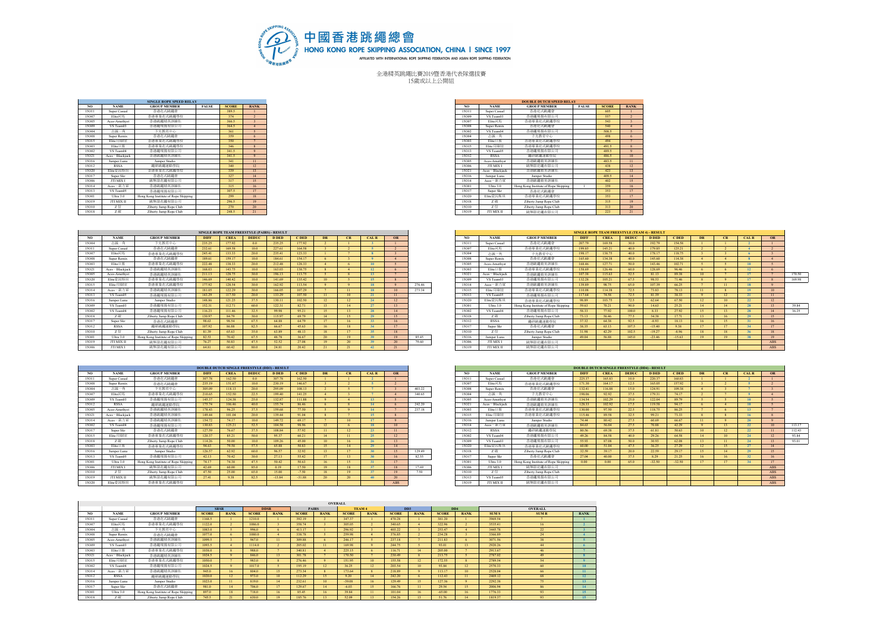# 中國香港跳繩總會

**HONG KONG ROPE SKIPPING ASSOCIATION, CHINA | SINCE 1997**

AFFILIATED WITH INTERNATIONAL ROPE SKIPPING FEDERATION AND ASIAN ROPE SKIPPING FEDERATION

全港精英跳繩比賽2019暨香港代表隊選拔賽

15歲或以上公開組

| SINGLE ROPE SPEED RELAY | | | | | |
|---|---|---|---|---|---|
| NO | NAME | GROUP MEMBER | FALSE | SCORE | RANK |
| 15O11 | Super Casual | 香港花式跳繩會 | | 389.5 | 1 |
| 15O07 | Elite両馬 | 香港專業花式跳繩學院 | | 374 | 2 |
| 15O05 | Aces-Amethyst | 香港跳繩精英訓練社 | | 366.5 | 3 |
| 15O09 | VS Team03 | 香港繩飛揚有限公司 | | 364.5 | 4 |
| 15O04 | 忘誠一角 | 千光教育中心 | | 361 | 5 |
| 15O08 | Super Remix | 香港花式跳繩會 | | 359 | 6 |
| 15O15 | Elite叫咪咁 | 香港專業花式跳繩學院 | | 350 | 7 |
| 15O03 | Elite日晷 | 香港專業花式跳繩學院 | | 346 | 8 |
| 15O02 | VS Team04 | 香港繩飛揚有限公司 | | 341.5 | 9 |
| 15O21 | Aces一Blackjack | 香港跳繩精英訓練社 | | 341.5 | 9 |
| 15O16 | Jumper Luna | Jumper Studio | | 341 | 11 |
| 15O12 | RSSA | 繩綵跳繩運動學院 | | 340 | 12 |
| 15O20 | Elite安邦野田 | 香港專業花式跳繩學院 | | 339 | 13 |
| 15O17 | Super Skr | 香港花式跳繩會 | | 327 | 14 |
| 15O06 | JTI MIX I | 跳飛跳花繩有限公司 | | 317 | 15 |
| 15O14 | Aces一新力軍 | 香港跳繩精英訓練社 | | 315 | 16 |
| 15O13 | VS Team05 | 香港繩飛揚有限公司 | | 307.5 | 17 |
| 15O01 | Ultra 3.0 | Hong Kong Institute of Rope Skipping | | 299 | 18 |
| 15O19 | JTI MIX II | 跳飛跳花繩有限公司 | | 296.5 | 19 |
| 15O10 | Z留 | Zliberty Jump Rope Club | | 270 | 20 |
| 15O18 | Z破 | Zliberty Jump Rope Club | | 248.5 | 21 |

| DOUBLE DUTCH SPEED RELAY | | | | | |
|---|---|---|---|---|---|
| NO | NAME | GROUP MEMBER | FALSE | SCORE | RANK |
| 15O11 | Super Casual | 香港花式跳繩會 | | 605 | 1 |
| 15O09 | VS Team03 | 香港繩飛揚有限公司 | | 557 | 2 |
| 15O07 | Elite両馬 | 香港專業花式跳繩學院 | | 543 | 3 |
| 15O08 | Super Remix | 香港花式跳繩會 | | 540 | 4 |
| 15O02 | VS Team04 | 香港繩飛揚有限公司 | | 508.5 | 5 |
| 15O04 | 忘誠一角 | 千光教育中心 | | 498 | 6 |
| 15O03 | Elite日晷 | 香港專業花式跳繩學院 | | 494 | 7 |
| 15O15 | Elite叫咪咁 | 香港專業花式跳繩學院 | | 491.5 | 8 |
| 15O13 | VS Team05 | 香港繩飛揚有限公司 | | 489.5 | 9 |
| 15O12 | RSSA | 繩綵跳繩運動學院 | | 486.5 | 10 |
| 15O05 | Aces-Amethyst | 香港跳繩精英訓練社 | | 483.5 | 11 |
| 15O06 | JTI MIX I | 跳飛跳花繩有限公司 | | 438 | 12 |
| 15O21 | Aces一Blackjack | 香港跳繩精英訓練社 | | 423 | 13 |
| 15O16 | Jumper Luna | Jumper Studio | | 409.5 | 14 |
| 15O14 | Aces一新力軍 | 香港跳繩精英訓練社 | | 402 | 15 |
| 15O01 | Ultra 3.0 | Hong Kong Institute of Rope Skipping | 1 | 359 | 16 |
| 15O17 | Super Skr | 香港花式跳繩會 | | 353 | 17 |
| 15O20 | Elite安邦野田 | 香港專業花式跳繩學院 | | 353 | 17 |
| 15O18 | Z破 | Zliberty Jump Rope Club | | 315 | 19 |
| 15O10 | Z留 | Zliberty Jump Rope Club | | 313 | 20 |
| 15O19 | JTI MIX II | 跳飛跳花繩有限公司 | | 223 | 21 |

| SINGLE ROPE TEAM FREESTYLE (PAIRS) - RESULT | | | | | | | | | | | | | |
|---|---|---|---|---|---|---|---|---|---|---|---|---|---|
| NO | NAME | GROUP MEMBER | DIFF | CREA | DEDUC | D DED | C DED | DR | CR | CAL R | OR | |
| 15O04 | 忘誠一角 | 千光教育中心 | 235.25 | 177.92 | 0.0 | 235.25 | 177.92 | 2 | 1 | 3 | 1 | |
| 15O11 | Super Casual | 香港花式跳繩會 | 232.61 | 169.58 | 10.0 | 227.61 | 164.58 | 3 | 2 | 5 | 2 | |
| 15O07 | Elite両馬 | 香港專業花式跳繩學院 | 245.41 | 133.33 | 20.0 | 235.41 | 123.33 | 1 | 7 | 8 | 3 | |
| 15O08 | Super Remix | 香港花式跳繩會 | 189.61 | 159.17 | 10.0 | 184.61 | 154.17 | 6 | 3 | 9 | 4 | |
| 15O03 | Elite日晷 | 香港專業花式跳繩學院 | 222.48 | 138.33 | 20.0 | 212.48 | 128.33 | 4 | 6 | 10 | 5 | |
| 15O21 | Aces一Blackjack | 香港跳繩精英訓練社 | 168.03 | 143.75 | 10.0 | 163.03 | 138.75 | 8 | 4 | 12 | 6 | |
| 15O05 | Aces-Amethyst | 香港跳繩精英訓練社 | 211.13 | 128.75 | 30.0 | 196.13 | 113.75 | 5 | 8 | 13 | 7 | |
| 15O20 | Elite安邦野田 | 香港專業花式跳繩學院 | 146.69 | 140.42 | 10.0 | 141.69 | 135.42 | 10 | 5 | 15 | 8 | |
| 15O15 | Elite叫咪咁 | 香港專業花式跳繩學院 | 177.92 | 125.54 | 30.0 | 162.92 | 115.54 | 9 | 9 | 18 | 9 | 276.46 |
| 15O14 | Aces一新力軍 | 香港跳繩精英訓練社 | 181.05 | 122.29 | 30.0 | 166.05 | 107.29 | 7 | 11 | 18 | 10 | 273.34 |
| 15O13 | VS Team05 | 香港繩飛揚有限公司 | 143.29 | 117.50 | 20.0 | 133.29 | 107.50 | 11 | 10 | 21 | 11 | |
| 15O16 | Jumper Luna | Jumper Studio | 140.86 | 121.25 | 37.5 | 130.11 | 102.50 | 12 | 12 | 24 | 12 | |
| 15O09 | VS Team03 | 香港繩飛揚有限公司 | 152.31 | 112.71 | 60.0 | 122.31 | 82.71 | 13 | 14 | 27 | 13 | |
| 15O02 | VS Team04 | 香港繩飛揚有限公司 | 116.23 | 111.46 | 32.5 | 99.98 | 95.21 | 15 | 13 | 28 | 14 | |
| 15O18 | Z破 | Zliberty Jump Rope Club | 130.97 | 84.79 | 30.0 | 115.97 | 69.79 | 14 | 15 | 29 | 15 | |
| 15O17 | Super Skr | 香港花式跳繩會 | 98.63 | 90.54 | 67.5 | 64.88 | 64.79 | 17 | 16 | 33 | 16 | |
| 15O12 | RSSA | 繩綵跳繩運動學院 | 107.92 | 86.88 | 82.5 | 66.67 | 45.63 | 16 | 18 | 34 | 17 | |
| 15O10 | Z留 | Zliberty Jump Rope Club | 81.39 | 65.63 | 35.0 | 63.89 | 48.13 | 18 | 17 | 35 | 18 | |
| 15O01 | Ultra 3.0 | Hong Kong Institute of Rope Skipping | 82.53 | 70.42 | 67.5 | 48.78 | 36.67 | 20 | 19 | 39 | 19 | 85.45 |
| 15O19 | JTI MIX II | 跳飛跳花繩有限公司 | 76.27 | 50.83 | 47.5 | 52.52 | 27.08 | 19 | 20 | 39 | 20 | 79.60 |
| 15O06 | JTI MIX I | 跳飛跳花繩有限公司 | 64.81 | 60.42 | 80.0 | 24.81 | 20.42 | 21 | 21 | 42 | 21 | |

| SINGLE ROPE TEAM FREESTYLE (TEAM 4) - RESULT | | | | | | | | | | | | | |
|---|---|---|---|---|---|---|---|---|---|---|---|---|---|
| NO | NAME | GROUP MEMBER | DIFF | CREA | DEDUC | D DED | C DED | DR | CR | CAL R | OR | |
| 15O11 | Super Casual | 香港花式跳繩會 | 207.79 | 169.58 | 30.0 | 192.79 | 154.58 | 1 | 1 | 2 | 1 | |
| 15O07 | Elite両馬 | 香港專業花式跳繩學院 | 199.85 | 145.21 | 40.0 | 179.85 | 125.21 | 2 | 2 | 4 | 2 | |
| 15O04 | 忘誠一角 | 千光教育中心 | 198.17 | 138.75 | 40.0 | 178.17 | 118.75 | 3 | 3 | 6 | 3 | |
| 15O08 | Super Remix | 香港花式跳繩會 | 165.60 | 134.38 | 40.0 | 145.60 | 114.38 | 4 | 4 | 8 | 4 | |
| 15O05 | Aces-Amethyst | 香港跳繩精英訓練社 | 168.46 | 127.71 | 50.0 | 143.46 | 102.71 | 5 | 5 | 10 | 5 | |
| 15O03 | Elite日晷 | 香港專業花式跳繩學院 | 158.69 | 126.46 | 60.0 | 128.69 | 96.46 | 6 | 6 | 12 | 6 | |
| 15O21 | Aces一Blackjack | 香港跳繩精英訓練社 | 107.38 | 115.63 | 52.5 | 81.13 | 89.38 | 10 | 7 | 17 | 7 | 170.50 |
| 15O09 | VS Team03 | 香港繩飛揚有限公司 | 132.28 | 105.21 | 67.5 | 98.53 | 71.46 | 8 | 9 | 17 | 8 | 169.98 |
| 15O14 | Aces一新力軍 | 香港跳繩精英訓練社 | 139.89 | 98.75 | 65.0 | 107.39 | 66.25 | 7 | 11 | 18 | 9 | |
| 15O15 | Elite叫咪咁 | 香港專業花式跳繩學院 | 110.08 | 114.38 | 72.5 | 73.83 | 78.13 | 11 | 8 | 19 | 10 | |
| 15O13 | VS Team05 | 香港繩飛揚有限公司 | 117.64 | 74.58 | 72.5 | 81.39 | 38.33 | 9 | 12 | 21 | 11 | |
| 15O20 | Elite安邦野田 | 香港專業花式跳繩學院 | 98.89 | 103.75 | 72.5 | 62.64 | 67.50 | 12 | 10 | 22 | 12 | |
| 15O01 | Ultra 3.0 | Hong Kong Institute of Rope Skipping | 59.63 | 70.21 | 90.0 | 14.63 | 25.21 | 14 | 14 | 28 | 13 | 39.84 |
| 15O02 | VS Team04 | 香港繩飛揚有限公司 | 58.33 | 77.92 | 100.0 | 8.33 | 27.92 | 15 | 13 | 28 | 14 | 36.25 |
| 15O18 | Z破 | Zliberty Jump Rope Club | 73.13 | 56.46 | 77.5 | 34.38 | 17.71 | 13 | 16 | 29 | 15 | |
| 15O12 | RSSA | 繩綵跳繩運動學院 | 37.32 | 64.38 | 92.5 | -8.93 | 18.13 | 16 | 15 | 31 | 16 | |
| 15O17 | Super Skr | 香港花式跳繩會 | 38.35 | 63.13 | 107.5 | -15.40 | 9.38 | 17 | 17 | 34 | 17 | |
| 15O10 | Z留 | Zliberty Jump Rope Club | 31.98 | 42.29 | 102.5 | -19.27 | -8.96 | 18 | 18 | 36 | 18 | |
| 15O16 | Jumper Luna | Jumper Studio | 49.04 | 56.88 | 145.0 | -23.46 | -15.63 | 19 | 19 | 38 | 19 | |
| 15O06 | JTI MIX I | 跳飛跳花繩有限公司 | | | | | | | | | ABS | |
| 15O19 | JTI MIX II | 跳飛跳花繩有限公司 | | | | | | | | | ABS | |

| DOUBLE DUTCH SINGLE FREESTYLE (DD3) - RESULT | | | | | | | | | | | | | |
|---|---|---|---|---|---|---|---|---|---|---|---|---|---|
| NO | NAME | GROUP MEMBER | DIFF | CREA | DEDUC | D DED | C DED | DR | CR | CAL R | OR | |
| 15O11 | Super Casual | 香港花式跳繩會 | 307.78 | 162.50 | 0.0 | 307.78 | 162.50 | 1 | 1 | 2 | 1 | |
| 15O08 | Super Remix | 香港花式跳繩會 | 235.19 | 151.67 | 10.0 | 230.19 | 146.67 | 3 | 2 | 5 | 2 | |
| 15O04 | 忘誠一角 | 千光教育中心 | 305.09 | 118.13 | 20.0 | 295.09 | 108.13 | 2 | 5 | 7 | 3 | 403.22 |
| 15O07 | Elite両馬 | 香港專業花式跳繩學院 | 210.65 | 152.50 | 22.5 | 199.40 | 141.25 | 4 | 3 | 7 | 4 | 340.65 |
| 15O09 | VS Team03 | 香港繩飛揚有限公司 | 145.37 | 124.38 | 25.0 | 132.87 | 111.88 | 9 | 4 | 13 | 5 | |
| 15O12 | RSSA | 繩綵跳繩運動學院 | 175.74 | 106.46 | 40.0 | 155.74 | 86.46 | 6 | 8 | 14 | 6 | 242.20 |
| 15O05 | Aces-Amethyst | 香港跳繩精英訓練社 | 178.43 | 96.25 | 37.5 | 159.68 | 77.50 | 5 | 9 | 14 | 7 | 237.18 |
| 15O21 | Aces一Blackjack | 香港跳繩精英訓練社 | 149.44 | 101.04 | 20.0 | 139.44 | 91.04 | 8 | 7 | 15 | 8 | |
| 15O14 | Aces一新力軍 | 香港跳繩精英訓練社 | 154.72 | 74.17 | 10.0 | 149.72 | 69.17 | 7 | 10 | 17 | 9 | |
| 15O02 | VS Team04 | 香港繩飛揚有限公司 | 130.83 | 125.21 | 52.5 | 104.58 | 98.96 | 12 | 6 | 18 | 10 | |
| 15O17 | Super Skr | 香港花式跳繩會 | 127.59 | 76.67 | 37.5 | 108.84 | 57.92 | 11 | 12 | 23 | 11 | |
| 15O15 | Elite叫咪咁 | 香港專業花式跳繩學院 | 120.37 | 85.21 | 50.0 | 95.37 | 60.21 | 14 | 11 | 25 | 12 | |
| 15O18 | Z破 | Zliberty Jump Rope Club | 114.26 | 50.00 | 10.0 | 109.26 | 45.00 | 10 | 16 | 26 | 13 | |
| 15O03 | Elite日晷 | 香港專業花式跳繩學院 | 94.63 | 79.58 | 57.5 | 65.88 | 50.83 | 15 | 14 | 29 | 14 | |
| 15O16 | Jumper Luna | Jumper Studio | 126.57 | 62.92 | 60.0 | 96.57 | 32.92 | 13 | 17 | 30 | 15 | 129.49 |
| 15O13 | VS Team05 | 香港繩飛揚有限公司 | 42.13 | 70.42 | 30.0 | 27.13 | 55.42 | 17 | 13 | 30 | 16 | 82.55 |
| 15O01 | Ultra 3.0 | Hong Kong Institute of Rope Skipping | 74.17 | 74.38 | 47.5 | 50.42 | 50.63 | 16 | 15 | 31 | 17 | |
| 15O06 | JTI MIX I | 跳飛跳花繩有限公司 | 42.69 | 40.00 | 85.0 | 0.19 | 17.50 | 19 | 18 | 37 | 18 | 17.69 |
| 15O10 | Z留 | Zliberty Jump Rope Club | 47.50 | 25.00 | 65.0 | 15.00 | -7.50 | 18 | 19 | 37 | 19 | 7.50 |
| 15O19 | JTI MIX II | 跳飛跳花繩有限公司 | 27.41 | 9.38 | 82.5 | -13.84 | -31.88 | 20 | 20 | 40 | 20 | |
| 15O20 | Elite安邦野田 | 香港專業花式跳繩學院 | | | | | | | | | ABS | |

| DOUBLE DUTCH SINGLE FREESTYLE (DD4) - RESULT | | | | | | | | | | | | | |
|---|---|---|---|---|---|---|---|---|---|---|---|---|---|
| NO | NAME | GROUP MEMBER | DIFF | CREA | DEDUC | D DED | C DED | DR | CR | CAL R | OR | |
| 15O11 | Super Casual | 香港花式跳繩會 | 225.17 | 165.83 | 10.0 | 220.17 | 160.83 | 1 | 1 | 2 | 1 | |
| 15O07 | Elite両馬 | 香港專業花式跳繩學院 | 171.30 | 164.17 | 12.5 | 165.05 | 157.92 | 3 | 2 | 5 | 2 | |
| 15O08 | Super Remix | 香港花式跳繩會 | 132.41 | 116.88 | 15.0 | 124.91 | 109.38 | 4 | 3 | 7 | 3 | |
| 15O04 | 忘誠一角 | 千光教育中心 | 198.06 | 92.92 | 37.5 | 179.31 | 74.17 | 2 | 7 | 9 | 4 | |
| 15O05 | Aces-Amethyst | 香港跳繩精英訓練社 | 134.54 | 102.29 | 25.0 | 122.04 | 89.79 | 5 | 5 | 10 | 5 | |
| 15O21 | Aces一Blackjack | 香港跳繩精英訓練社 | 128.33 | 102.92 | 17.5 | 119.58 | 94.17 | 6 | 4 | 10 | 6 | |
| 15O03 | Elite日晷 | 香港專業花式跳繩學院 | 130.00 | 97.50 | 22.5 | 118.75 | 86.25 | 7 | 6 | 13 | 7 | |
| 15O15 | Elite叫咪咁 | 香港專業花式跳繩學院 | 115.46 | 89.58 | 32.5 | 99.21 | 73.33 | 8 | 8 | 16 | 8 | |
| 15O16 | Jumper Luna | Jumper Studio | 74.44 | 80.42 | 27.5 | 60.69 | 66.67 | 11 | 9 | 20 | 9 | |
| 15O14 | Aces一新力軍 | 香港跳繩精英訓練社 | 84.63 | 56.04 | 27.5 | 70.88 | 42.29 | 9 | 13 | 22 | 10 | 113.17 |
| 15O12 | RSSA | 繩綵跳繩運動學院 | 80.56 | 69.38 | 37.5 | 61.81 | 50.63 | 10 | 12 | 22 | 11 | 112.43 |
| 15O02 | VS Team04 | 香港繩飛揚有限公司 | 49.26 | 84.58 | 40.0 | 29.26 | 64.58 | 14 | 10 | 24 | 12 | 93.84 |
| 15O09 | VS Team03 | 香港繩飛揚有限公司 | 55.93 | 87.08 | 50.0 | 30.93 | 62.08 | 13 | 11 | 24 | 13 | 93.01 |
| 15O20 | Elite安邦野田 | 香港專業花式跳繩學院 | 80.00 | 51.04 | 47.5 | 56.25 | 27.29 | 12 | 15 | 27 | 14 | |
| 15O18 | Z破 | Zliberty Jump Rope Club | 32.59 | 59.17 | 20.0 | 22.59 | 49.17 | 15 | 14 | 29 | 15 | |
| 15O17 | Super Skr | 香港花式跳繩會 | 27.04 | 40.00 | 37.5 | 8.29 | 21.25 | 16 | 16 | 32 | 16 | |
| 15O01 | Ultra 3.0 | Hong Kong Institute of Rope Skipping | 0.00 | 0.00 | 65.0 | -32.50 | -32.50 | 17 | 17 | 34 | 17 | |
| 15O06 | JTI MIX I | 跳飛跳花繩有限公司 | | | | | | | | | ABS | |
| 15O10 | Z留 | Zliberty Jump Rope Club | | | | | | | | | ABS | |
| 15O13 | VS Team05 | 香港繩飛揚有限公司 | | | | | | | | | ABS | |
| 15O19 | JTI MIX II | 跳飛跳花繩有限公司 | | | | | | | | | ABS | |

| OVERALL | | | | | | | | | | | | | | | | | | |
|---|---|---|---|---|---|---|---|---|---|---|---|---|---|---|---|---|---|---|
| | | | SRSR | | DDSR | | PAIRS | | TEAM 4 | | DD3 | | DD4 | | OVERALL | | | |
| NO | NAME | GROUP MEMBER | SCORE | RANK | SCORE | RANK | SCORE | RANK | SCORE | RANK | SCORE | RANK | SCORE | RANK | SUM S | SUM R | RANK |
| 15O11 | Super Casual | 香港花式跳繩會 | 1168.5 | 1 | 1210.0 | 1 | 392.19 | 2 | 347.37 | 1 | 470.28 | 1 | 381.20 | 1 | 3969.54 | 7 | 1 |
| 15O07 | Elite両馬 | 香港專業花式跳繩學院 | 1122.0 | 2 | 1086.0 | 3 | 358.74 | 3 | 305.05 | 2 | 340.65 | 4 | 322.96 | 2 | 3535.41 | 16 | 2 |
| 15O04 | 忘誠一角 | 千光教育中心 | 1083.0 | 5 | 996.0 | 6 | 413.17 | 1 | 296.92 | 3 | 403.22 | 3 | 253.48 | 4 | 3445.78 | 22 | 3 |
| 15O08 | Super Remix | 香港花式跳繩會 | 1077.0 | 6 | 1080.0 | 4 | 338.78 | 5 | 259.98 | 4 | 376.85 | 2 | 234.28 | 3 | 3366.89 | 24 | 4 |
| 15O05 | Aces-Amethyst | 香港跳繩精英訓練社 | 1099.5 | 3 | 967.0 | 11 | 309.88 | 7 | 246.17 | 5 | 237.18 | 7 | 211.83 | 5 | 3071.56 | 38 | 5 |
| 15O09 | VS Team03 | 香港繩飛揚有限公司 | 1093.5 | 4 | 1114.0 | 2 | 205.02 | 13 | 169.99 | 8 | 244.75 | 5 | 93.01 | 12 | 2920.26 | 44 | 6 |
| 15O03 | Elite日晷 | 香港專業花式跳繩學院 | 1038.0 | 8 | 988.0 | 7 | 340.81 | 4 | 225.15 | 6 | 116.71 | 14 | 205.00 | 7 | 2913.67 | 46 | 7 |
| 15O21 | Aces一Blackjack | 香港跳繩精英訓練社 | 1024.5 | 9 | 846.0 | 13 | 301.78 | 6 | 170.51 | 7 | 230.48 | 8 | 213.75 | 6 | 2787.02 | 49 | 8 |
| 15O15 | Elite叫咪咁 | 香港專業花式跳繩學院 | 1050.0 | 7 | 983.0 | 8 | 278.46 | 9 | 151.95 | 10 | 155.58 | 12 | 172.55 | 8 | 2789.54 | 54 | 9 |
| 15O02 | VS Team04 | 香港繩飛揚有限公司 | 1024.5 | 9 | 1017.0 | 5 | 195.19 | 14 | 36.25 | 15 | 203.54 | 10 | 93.84 | 11 | 2570.33 | 60 | 10 |
| 15O14 | Aces一新力軍 | 香港跳繩精英訓練社 | 945.0 | 16 | 804.0 | 15 | 273.34 | 10 | 173.64 | 7 | 218.89 | 9 | 113.17 | 9 | 2528.04 | 66 | 11 |
| 15O12 | RSSA | 繩綵跳繩運動學院 | 1020.0 | 12 | 973.0 | 10 | 112.29 | 17 | 9.20 | 16 | 242.20 | 6 | 112.43 | 10 | 2469.12 | 68 | 12 |
| 15O16 | Jumper Luna | Jumper Studio | 1023.0 | 11 | 819.0 | 14 | 232.61 | 12 | -39.09 | 19 | 129.49 | 15 | 127.36 | 9 | 2292.38 | 75 | 13 |
| 15O17 | Super Skr | 香港花式跳繩會 | 981.0 | 14 | 706.0 | 17 | 129.67 | 16 | -6.03 | 17 | 166.76 | 11 | 29.54 | 15 | 2006.94 | 86 | 14 |
| 15O01 | Ultra 3.0 | Hong Kong Institute of Rope Skipping | 897.0 | 18 | 718.0 | 16 | 85.45 | 19 | 39.84 | 14 | 101.04 | 17 | -65.00 | 16 | 1776.33 | 93 | 15 |
| 15O18 | Z破 | Zliberty Jump Rope Club | 745.5 | 21 | 630.0 | 19 | 185.76 | 15 | 52.09 | 13 | 154.26 | 13 | 51.76 | 14 | 1819.37 | 93 | 15 |